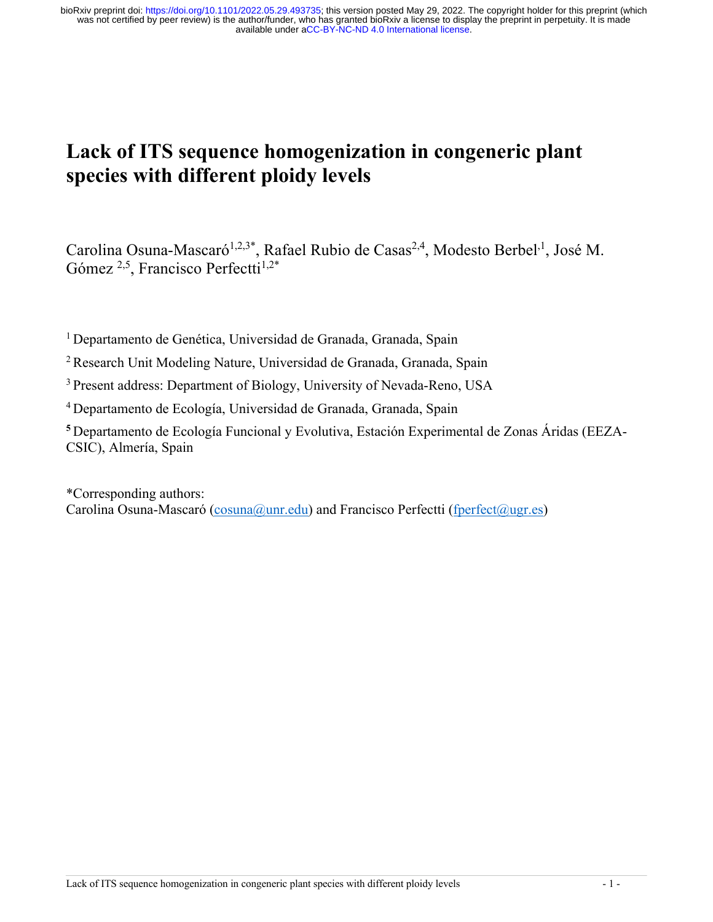# Lack of ITS sequence homogenization in congeneric plant species with different ploidy levels

Carolina Osuna-Mascaró[1,2,3*], Rafael Rubio de Casas[2,4], Modesto Berbel[1], José M. Gómez [2,5], Francisco Perfectti[1,2*]

[1] Departamento de Genética, Universidad de Granada, Granada, Spain

[2] Research Unit Modeling Nature, Universidad de Granada, Granada, Spain

[3] Present address: Department of Biology, University of Nevada-Reno, USA

[4] Departamento de Ecología, Universidad de Granada, Granada, Spain

[5] Departamento de Ecología Funcional y Evolutiva, Estación Experimental de Zonas Áridas (EEZA-CSIC), Almería, Spain

*Corresponding authors:
Carolina Osuna-Mascaró (cosuna@unr.edu) and Francisco Perfectti (fperfect@ugr.es)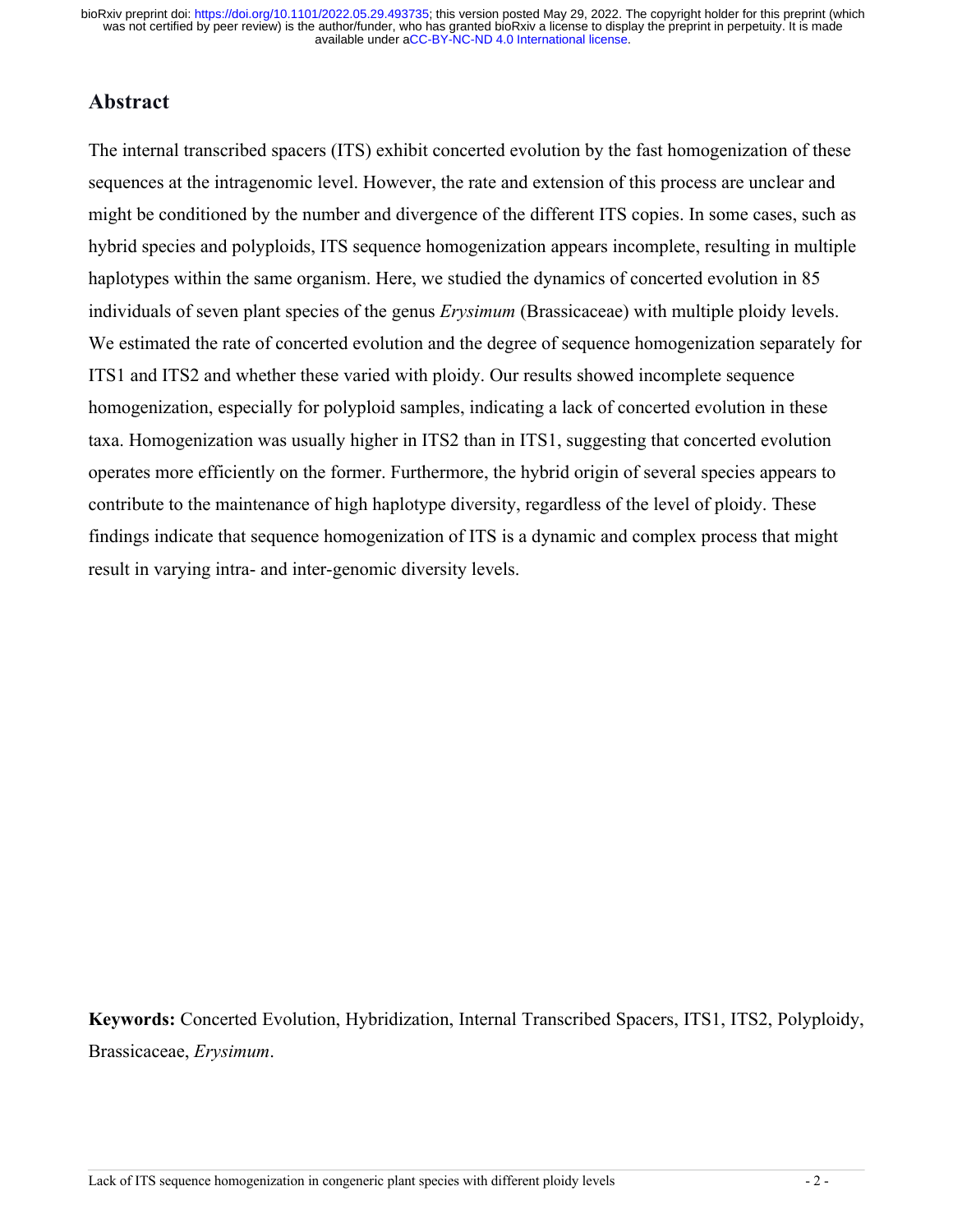## Abstract

The internal transcribed spacers (ITS) exhibit concerted evolution by the fast homogenization of these sequences at the intragenomic level. However, the rate and extension of this process are unclear and might be conditioned by the number and divergence of the different ITS copies. In some cases, such as hybrid species and polyploids, ITS sequence homogenization appears incomplete, resulting in multiple haplotypes within the same organism. Here, we studied the dynamics of concerted evolution in 85 individuals of seven plant species of the genus *Erysimum* (Brassicaceae) with multiple ploidy levels. We estimated the rate of concerted evolution and the degree of sequence homogenization separately for ITS1 and ITS2 and whether these varied with ploidy. Our results showed incomplete sequence homogenization, especially for polyploid samples, indicating a lack of concerted evolution in these taxa. Homogenization was usually higher in ITS2 than in ITS1, suggesting that concerted evolution operates more efficiently on the former. Furthermore, the hybrid origin of several species appears to contribute to the maintenance of high haplotype diversity, regardless of the level of ploidy. These findings indicate that sequence homogenization of ITS is a dynamic and complex process that might result in varying intra- and inter-genomic diversity levels.

**Keywords:** Concerted Evolution, Hybridization, Internal Transcribed Spacers, ITS1, ITS2, Polyploidy, Brassicaceae, *Erysimum*.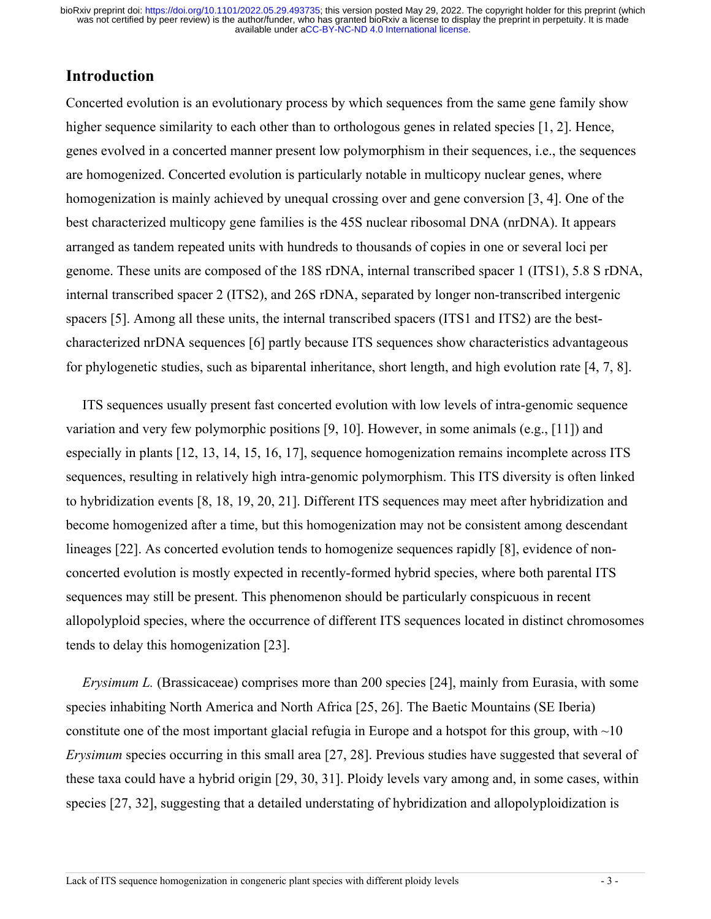## Introduction

Concerted evolution is an evolutionary process by which sequences from the same gene family show higher sequence similarity to each other than to orthologous genes in related species [1, 2]. Hence, genes evolved in a concerted manner present low polymorphism in their sequences, i.e., the sequences are homogenized. Concerted evolution is particularly notable in multicopy nuclear genes, where homogenization is mainly achieved by unequal crossing over and gene conversion [3, 4]. One of the best characterized multicopy gene families is the 45S nuclear ribosomal DNA (nrDNA). It appears arranged as tandem repeated units with hundreds to thousands of copies in one or several loci per genome. These units are composed of the 18S rDNA, internal transcribed spacer 1 (ITS1), 5.8 S rDNA, internal transcribed spacer 2 (ITS2), and 26S rDNA, separated by longer non-transcribed intergenic spacers [5]. Among all these units, the internal transcribed spacers (ITS1 and ITS2) are the best-characterized nrDNA sequences [6] partly because ITS sequences show characteristics advantageous for phylogenetic studies, such as biparental inheritance, short length, and high evolution rate [4, 7, 8].

ITS sequences usually present fast concerted evolution with low levels of intra-genomic sequence variation and very few polymorphic positions [9, 10]. However, in some animals (e.g., [11]) and especially in plants [12, 13, 14, 15, 16, 17], sequence homogenization remains incomplete across ITS sequences, resulting in relatively high intra-genomic polymorphism. This ITS diversity is often linked to hybridization events [8, 18, 19, 20, 21]. Different ITS sequences may meet after hybridization and become homogenized after a time, but this homogenization may not be consistent among descendant lineages [22]. As concerted evolution tends to homogenize sequences rapidly [8], evidence of non-concerted evolution is mostly expected in recently-formed hybrid species, where both parental ITS sequences may still be present. This phenomenon should be particularly conspicuous in recent allopolyploid species, where the occurrence of different ITS sequences located in distinct chromosomes tends to delay this homogenization [23].

*Erysimum L.* (Brassicaceae) comprises more than 200 species [24], mainly from Eurasia, with some species inhabiting North America and North Africa [25, 26]. The Baetic Mountains (SE Iberia) constitute one of the most important glacial refugia in Europe and a hotspot for this group, with ~10 *Erysimum* species occurring in this small area [27, 28]. Previous studies have suggested that several of these taxa could have a hybrid origin [29, 30, 31]. Ploidy levels vary among and, in some cases, within species [27, 32], suggesting that a detailed understating of hybridization and allopolyploidization is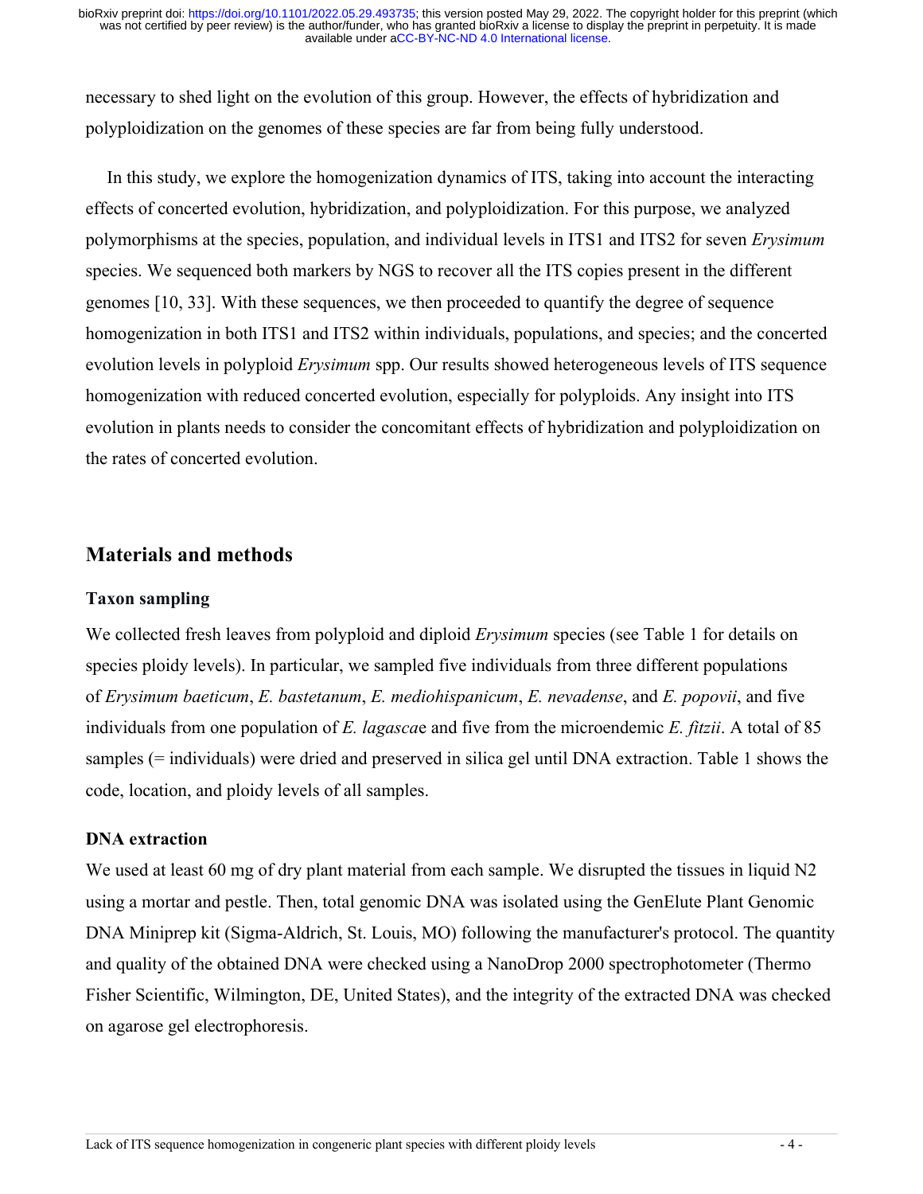necessary to shed light on the evolution of this group. However, the effects of hybridization and polyploidization on the genomes of these species are far from being fully understood.

In this study, we explore the homogenization dynamics of ITS, taking into account the interacting effects of concerted evolution, hybridization, and polyploidization. For this purpose, we analyzed polymorphisms at the species, population, and individual levels in ITS1 and ITS2 for seven *Erysimum* species. We sequenced both markers by NGS to recover all the ITS copies present in the different genomes [10, 33]. With these sequences, we then proceeded to quantify the degree of sequence homogenization in both ITS1 and ITS2 within individuals, populations, and species; and the concerted evolution levels in polyploid *Erysimum* spp. Our results showed heterogeneous levels of ITS sequence homogenization with reduced concerted evolution, especially for polyploids. Any insight into ITS evolution in plants needs to consider the concomitant effects of hybridization and polyploidization on the rates of concerted evolution.

## Materials and methods

### Taxon sampling

We collected fresh leaves from polyploid and diploid *Erysimum* species (see Table 1 for details on species ploidy levels). In particular, we sampled five individuals from three different populations of *Erysimum baeticum*, *E. bastetanum*, *E. mediohispanicum*, *E. nevadense*, and *E. popovii*, and five individuals from one population of *E. lagasca*e and five from the microendemic *E. fitzii*. A total of 85 samples (= individuals) were dried and preserved in silica gel until DNA extraction. Table 1 shows the code, location, and ploidy levels of all samples.

### DNA extraction

We used at least 60 mg of dry plant material from each sample. We disrupted the tissues in liquid N2 using a mortar and pestle. Then, total genomic DNA was isolated using the GenElute Plant Genomic DNA Miniprep kit (Sigma-Aldrich, St. Louis, MO) following the manufacturer's protocol. The quantity and quality of the obtained DNA were checked using a NanoDrop 2000 spectrophotometer (Thermo Fisher Scientific, Wilmington, DE, United States), and the integrity of the extracted DNA was checked on agarose gel electrophoresis.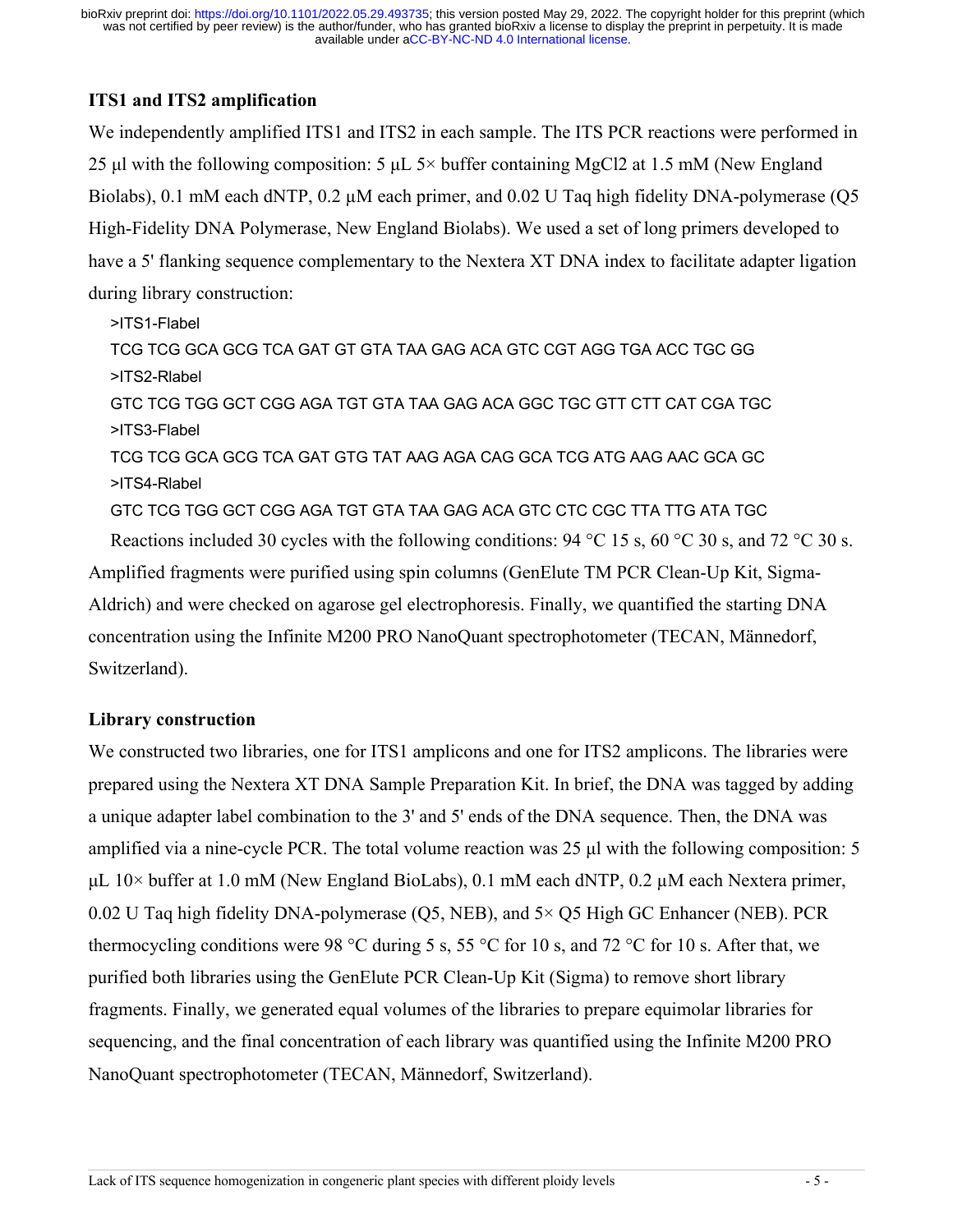### ITS1 and ITS2 amplification

We independently amplified ITS1 and ITS2 in each sample. The ITS PCR reactions were performed in 25 µl with the following composition: 5 µL 5× buffer containing MgCl2 at 1.5 mM (New England Biolabs), 0.1 mM each dNTP, 0.2 µM each primer, and 0.02 U Taq high fidelity DNA-polymerase (Q5 High-Fidelity DNA Polymerase, New England Biolabs). We used a set of long primers developed to have a 5' flanking sequence complementary to the Nextera XT DNA index to facilitate adapter ligation during library construction:

```
>ITS1-Flabel
TCG TCG GCA GCG TCA GAT GT GTA TAA GAG ACA GTC CGT AGG TGA ACC TGC GG
>ITS2-Rlabel
GTC TCG TGG GCT CGG AGA TGT GTA TAA GAG ACA GGC TGC GTT CTT CAT CGA TGC
>ITS3-Flabel
TCG TCG GCA GCG TCA GAT GTG TAT AAG AGA CAG GCA TCG ATG AAG AAC GCA GC
>ITS4-Rlabel
GTC TCG TGG GCT CGG AGA TGT GTA TAA GAG ACA GTC CTC CGC TTA TTG ATA TGC
```

Reactions included 30 cycles with the following conditions: 94 °C 15 s, 60 °C 30 s, and 72 °C 30 s. Amplified fragments were purified using spin columns (GenElute TM PCR Clean-Up Kit, Sigma-Aldrich) and were checked on agarose gel electrophoresis. Finally, we quantified the starting DNA concentration using the Infinite M200 PRO NanoQuant spectrophotometer (TECAN, Männedorf, Switzerland).

### Library construction

We constructed two libraries, one for ITS1 amplicons and one for ITS2 amplicons. The libraries were prepared using the Nextera XT DNA Sample Preparation Kit. In brief, the DNA was tagged by adding a unique adapter label combination to the 3' and 5' ends of the DNA sequence. Then, the DNA was amplified via a nine-cycle PCR. The total volume reaction was 25 µl with the following composition: 5 µL 10× buffer at 1.0 mM (New England BioLabs), 0.1 mM each dNTP, 0.2 µM each Nextera primer, 0.02 U Taq high fidelity DNA-polymerase (Q5, NEB), and 5× Q5 High GC Enhancer (NEB). PCR thermocycling conditions were 98 °C during 5 s, 55 °C for 10 s, and 72 °C for 10 s. After that, we purified both libraries using the GenElute PCR Clean-Up Kit (Sigma) to remove short library fragments. Finally, we generated equal volumes of the libraries to prepare equimolar libraries for sequencing, and the final concentration of each library was quantified using the Infinite M200 PRO NanoQuant spectrophotometer (TECAN, Männedorf, Switzerland).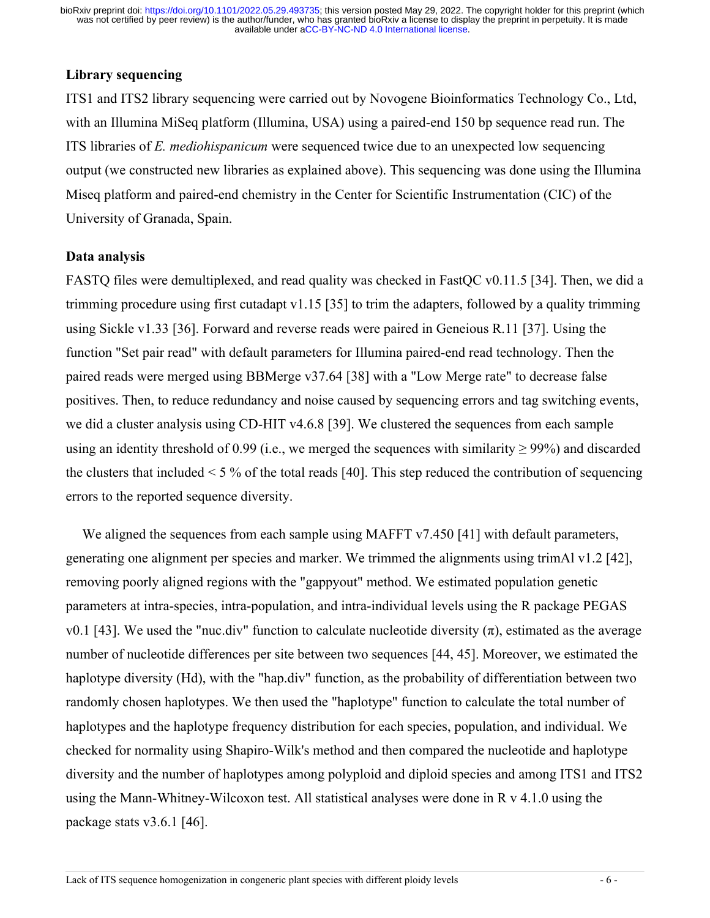## Library sequencing

ITS1 and ITS2 library sequencing were carried out by Novogene Bioinformatics Technology Co., Ltd, with an Illumina MiSeq platform (Illumina, USA) using a paired-end 150 bp sequence read run. The ITS libraries of *E. mediohispanicum* were sequenced twice due to an unexpected low sequencing output (we constructed new libraries as explained above). This sequencing was done using the Illumina Miseq platform and paired-end chemistry in the Center for Scientific Instrumentation (CIC) of the University of Granada, Spain.

## Data analysis

FASTQ files were demultiplexed, and read quality was checked in FastQC v0.11.5 [34]. Then, we did a trimming procedure using first cutadapt v1.15 [35] to trim the adapters, followed by a quality trimming using Sickle v1.33 [36]. Forward and reverse reads were paired in Geneious R.11 [37]. Using the function "Set pair read" with default parameters for Illumina paired-end read technology. Then the paired reads were merged using BBMerge v37.64 [38] with a "Low Merge rate" to decrease false positives. Then, to reduce redundancy and noise caused by sequencing errors and tag switching events, we did a cluster analysis using CD-HIT v4.6.8 [39]. We clustered the sequences from each sample using an identity threshold of 0.99 (i.e., we merged the sequences with similarity $\geq$ 99%) and discarded the clusters that included < 5 % of the total reads [40]. This step reduced the contribution of sequencing errors to the reported sequence diversity.

We aligned the sequences from each sample using MAFFT v7.450 [41] with default parameters, generating one alignment per species and marker. We trimmed the alignments using trimAl v1.2 [42], removing poorly aligned regions with the "gappyout" method. We estimated population genetic parameters at intra-species, intra-population, and intra-individual levels using the R package PEGAS v0.1 [43]. We used the "nuc.div" function to calculate nucleotide diversity ($\pi$), estimated as the average number of nucleotide differences per site between two sequences [44, 45]. Moreover, we estimated the haplotype diversity (Hd), with the "hap.div" function, as the probability of differentiation between two randomly chosen haplotypes. We then used the "haplotype" function to calculate the total number of haplotypes and the haplotype frequency distribution for each species, population, and individual. We checked for normality using Shapiro-Wilk's method and then compared the nucleotide and haplotype diversity and the number of haplotypes among polyploid and diploid species and among ITS1 and ITS2 using the Mann-Whitney-Wilcoxon test. All statistical analyses were done in R v 4.1.0 using the package stats v3.6.1 [46].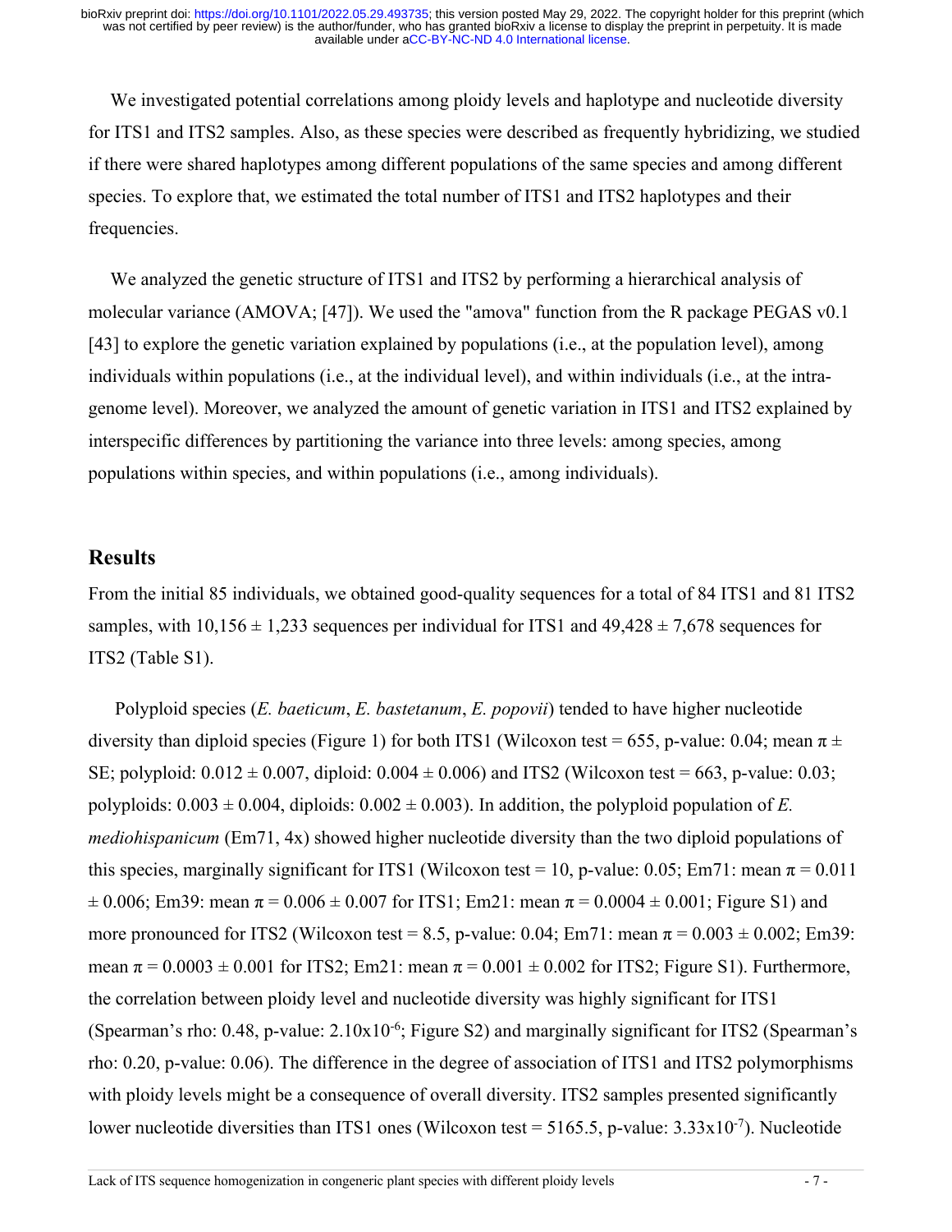We investigated potential correlations among ploidy levels and haplotype and nucleotide diversity for ITS1 and ITS2 samples. Also, as these species were described as frequently hybridizing, we studied if there were shared haplotypes among different populations of the same species and among different species. To explore that, we estimated the total number of ITS1 and ITS2 haplotypes and their frequencies.

We analyzed the genetic structure of ITS1 and ITS2 by performing a hierarchical analysis of molecular variance (AMOVA; [47]). We used the "amova" function from the R package PEGAS v0.1 [43] to explore the genetic variation explained by populations (i.e., at the population level), among individuals within populations (i.e., at the individual level), and within individuals (i.e., at the intra-genome level). Moreover, we analyzed the amount of genetic variation in ITS1 and ITS2 explained by interspecific differences by partitioning the variance into three levels: among species, among populations within species, and within populations (i.e., among individuals).

## Results

From the initial 85 individuals, we obtained good-quality sequences for a total of 84 ITS1 and 81 ITS2 samples, with $10{,}156 \pm 1{,}233$ sequences per individual for ITS1 and $49{,}428 \pm 7{,}678$ sequences for ITS2 (Table S1).

Polyploid species (*E. baeticum*, *E. bastetanum*, *E. popovii*) tended to have higher nucleotide diversity than diploid species (Figure 1) for both ITS1 (Wilcoxon test = 655, p-value: 0.04; mean $\pi \pm$ SE; polyploid: $0.012 \pm 0.007$, diploid: $0.004 \pm 0.006$) and ITS2 (Wilcoxon test = 663, p-value: 0.03; polyploids: $0.003 \pm 0.004$, diploids: $0.002 \pm 0.003$). In addition, the polyploid population of *E. mediohispanicum* (Em71, 4x) showed higher nucleotide diversity than the two diploid populations of this species, marginally significant for ITS1 (Wilcoxon test = 10, p-value: 0.05; Em71: mean $\pi = 0.011 \pm 0.006$; Em39: mean $\pi = 0.006 \pm 0.007$ for ITS1; Em21: mean $\pi = 0.0004 \pm 0.001$; Figure S1) and more pronounced for ITS2 (Wilcoxon test = 8.5, p-value: 0.04; Em71: mean $\pi = 0.003 \pm 0.002$; Em39: mean $\pi = 0.0003 \pm 0.001$ for ITS2; Em21: mean $\pi = 0.001 \pm 0.002$ for ITS2; Figure S1). Furthermore, the correlation between ploidy level and nucleotide diversity was highly significant for ITS1 (Spearman's rho: 0.48, p-value: $2.10 \times 10^{-6}$; Figure S2) and marginally significant for ITS2 (Spearman's rho: 0.20, p-value: 0.06). The difference in the degree of association of ITS1 and ITS2 polymorphisms with ploidy levels might be a consequence of overall diversity. ITS2 samples presented significantly lower nucleotide diversities than ITS1 ones (Wilcoxon test = 5165.5, p-value: $3.33 \times 10^{-7}$). Nucleotide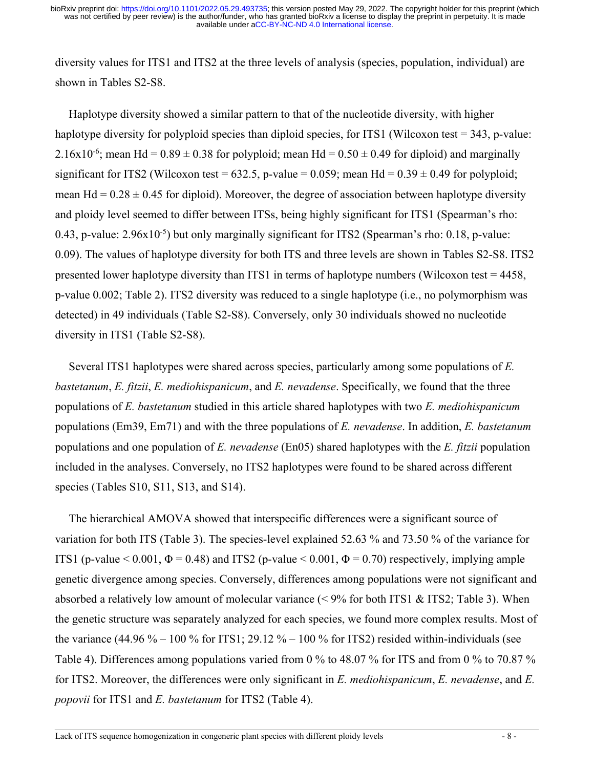diversity values for ITS1 and ITS2 at the three levels of analysis (species, population, individual) are shown in Tables S2-S8.

Haplotype diversity showed a similar pattern to that of the nucleotide diversity, with higher haplotype diversity for polyploid species than diploid species, for ITS1 (Wilcoxon test = 343, p-value: $2.16 \times 10^{-6}$; mean Hd = 0.89 ± 0.38 for polyploid; mean Hd = 0.50 ± 0.49 for diploid) and marginally significant for ITS2 (Wilcoxon test = 632.5, p-value = 0.059; mean Hd = 0.39 ± 0.49 for polyploid; mean Hd = 0.28 ± 0.45 for diploid). Moreover, the degree of association between haplotype diversity and ploidy level seemed to differ between ITSs, being highly significant for ITS1 (Spearman's rho: 0.43, p-value: $2.96 \times 10^{-5}$) but only marginally significant for ITS2 (Spearman's rho: 0.18, p-value: 0.09). The values of haplotype diversity for both ITS and three levels are shown in Tables S2-S8. ITS2 presented lower haplotype diversity than ITS1 in terms of haplotype numbers (Wilcoxon test = 4458, p-value 0.002; Table 2). ITS2 diversity was reduced to a single haplotype (i.e., no polymorphism was detected) in 49 individuals (Table S2-S8). Conversely, only 30 individuals showed no nucleotide diversity in ITS1 (Table S2-S8).

Several ITS1 haplotypes were shared across species, particularly among some populations of *E. bastetanum*, *E. fitzii*, *E. mediohispanicum*, and *E. nevadense*. Specifically, we found that the three populations of *E. bastetanum* studied in this article shared haplotypes with two *E. mediohispanicum* populations (Em39, Em71) and with the three populations of *E. nevadense*. In addition, *E. bastetanum* populations and one population of *E. nevadense* (En05) shared haplotypes with the *E. fitzii* population included in the analyses. Conversely, no ITS2 haplotypes were found to be shared across different species (Tables S10, S11, S13, and S14).

The hierarchical AMOVA showed that interspecific differences were a significant source of variation for both ITS (Table 3). The species-level explained 52.63 % and 73.50 % of the variance for ITS1 (p-value < 0.001, $\Phi = 0.48$) and ITS2 (p-value < 0.001, $\Phi = 0.70$) respectively, implying ample genetic divergence among species. Conversely, differences among populations were not significant and absorbed a relatively low amount of molecular variance (< 9% for both ITS1 & ITS2; Table 3). When the genetic structure was separately analyzed for each species, we found more complex results. Most of the variance (44.96 % – 100 % for ITS1; 29.12 % – 100 % for ITS2) resided within-individuals (see Table 4). Differences among populations varied from 0 % to 48.07 % for ITS and from 0 % to 70.87 % for ITS2. Moreover, the differences were only significant in *E. mediohispanicum*, *E. nevadense*, and *E. popovii* for ITS1 and *E. bastetanum* for ITS2 (Table 4).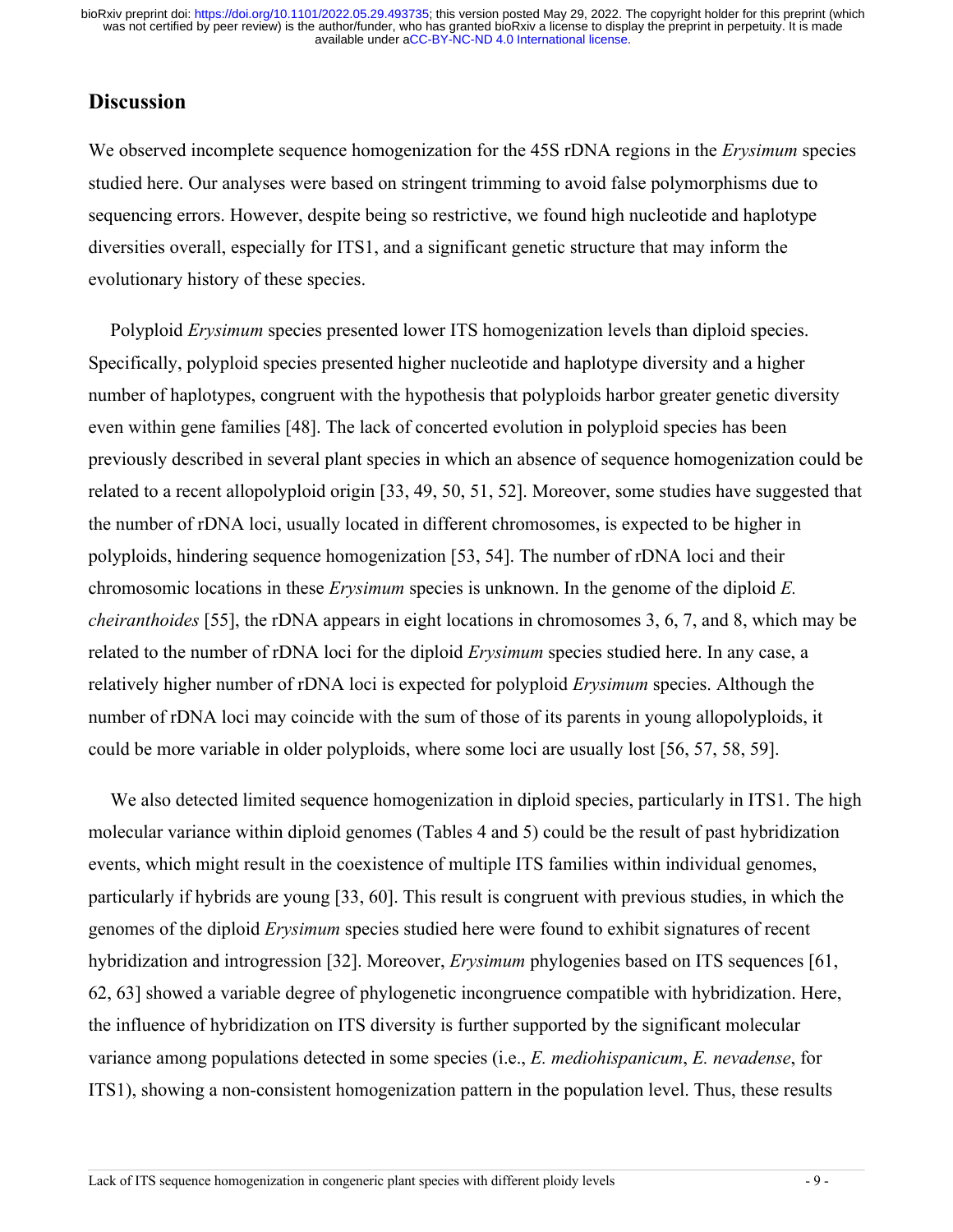## Discussion

We observed incomplete sequence homogenization for the 45S rDNA regions in the *Erysimum* species studied here. Our analyses were based on stringent trimming to avoid false polymorphisms due to sequencing errors. However, despite being so restrictive, we found high nucleotide and haplotype diversities overall, especially for ITS1, and a significant genetic structure that may inform the evolutionary history of these species.

Polyploid *Erysimum* species presented lower ITS homogenization levels than diploid species. Specifically, polyploid species presented higher nucleotide and haplotype diversity and a higher number of haplotypes, congruent with the hypothesis that polyploids harbor greater genetic diversity even within gene families [48]. The lack of concerted evolution in polyploid species has been previously described in several plant species in which an absence of sequence homogenization could be related to a recent allopolyploid origin [33, 49, 50, 51, 52]. Moreover, some studies have suggested that the number of rDNA loci, usually located in different chromosomes, is expected to be higher in polyploids, hindering sequence homogenization [53, 54]. The number of rDNA loci and their chromosomic locations in these *Erysimum* species is unknown. In the genome of the diploid *E. cheiranthoides* [55], the rDNA appears in eight locations in chromosomes 3, 6, 7, and 8, which may be related to the number of rDNA loci for the diploid *Erysimum* species studied here. In any case, a relatively higher number of rDNA loci is expected for polyploid *Erysimum* species. Although the number of rDNA loci may coincide with the sum of those of its parents in young allopolyploids, it could be more variable in older polyploids, where some loci are usually lost [56, 57, 58, 59].

We also detected limited sequence homogenization in diploid species, particularly in ITS1. The high molecular variance within diploid genomes (Tables 4 and 5) could be the result of past hybridization events, which might result in the coexistence of multiple ITS families within individual genomes, particularly if hybrids are young [33, 60]. This result is congruent with previous studies, in which the genomes of the diploid *Erysimum* species studied here were found to exhibit signatures of recent hybridization and introgression [32]. Moreover, *Erysimum* phylogenies based on ITS sequences [61, 62, 63] showed a variable degree of phylogenetic incongruence compatible with hybridization. Here, the influence of hybridization on ITS diversity is further supported by the significant molecular variance among populations detected in some species (i.e., *E. mediohispanicum*, *E. nevadense*, for ITS1), showing a non-consistent homogenization pattern in the population level. Thus, these results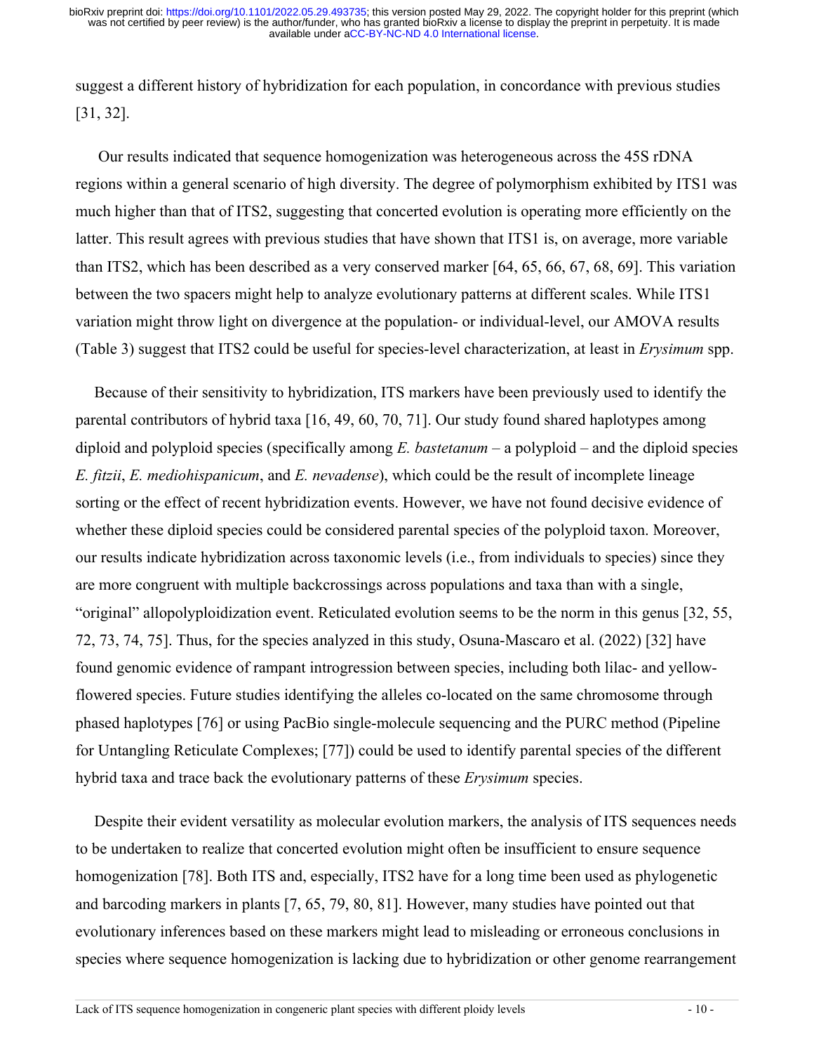suggest a different history of hybridization for each population, in concordance with previous studies [31, 32].

Our results indicated that sequence homogenization was heterogeneous across the 45S rDNA regions within a general scenario of high diversity. The degree of polymorphism exhibited by ITS1 was much higher than that of ITS2, suggesting that concerted evolution is operating more efficiently on the latter. This result agrees with previous studies that have shown that ITS1 is, on average, more variable than ITS2, which has been described as a very conserved marker [64, 65, 66, 67, 68, 69]. This variation between the two spacers might help to analyze evolutionary patterns at different scales. While ITS1 variation might throw light on divergence at the population- or individual-level, our AMOVA results (Table 3) suggest that ITS2 could be useful for species-level characterization, at least in *Erysimum* spp.

Because of their sensitivity to hybridization, ITS markers have been previously used to identify the parental contributors of hybrid taxa [16, 49, 60, 70, 71]. Our study found shared haplotypes among diploid and polyploid species (specifically among *E. bastetanum* – a polyploid – and the diploid species *E. fitzii*, *E. mediohispanicum*, and *E. nevadense*), which could be the result of incomplete lineage sorting or the effect of recent hybridization events. However, we have not found decisive evidence of whether these diploid species could be considered parental species of the polyploid taxon. Moreover, our results indicate hybridization across taxonomic levels (i.e., from individuals to species) since they are more congruent with multiple backcrossings across populations and taxa than with a single, "original" allopolyploidization event. Reticulated evolution seems to be the norm in this genus [32, 55, 72, 73, 74, 75]. Thus, for the species analyzed in this study, Osuna-Mascaro et al. (2022) [32] have found genomic evidence of rampant introgression between species, including both lilac- and yellow-flowered species. Future studies identifying the alleles co-located on the same chromosome through phased haplotypes [76] or using PacBio single-molecule sequencing and the PURC method (Pipeline for Untangling Reticulate Complexes; [77]) could be used to identify parental species of the different hybrid taxa and trace back the evolutionary patterns of these *Erysimum* species.

Despite their evident versatility as molecular evolution markers, the analysis of ITS sequences needs to be undertaken to realize that concerted evolution might often be insufficient to ensure sequence homogenization [78]. Both ITS and, especially, ITS2 have for a long time been used as phylogenetic and barcoding markers in plants [7, 65, 79, 80, 81]. However, many studies have pointed out that evolutionary inferences based on these markers might lead to misleading or erroneous conclusions in species where sequence homogenization is lacking due to hybridization or other genome rearrangement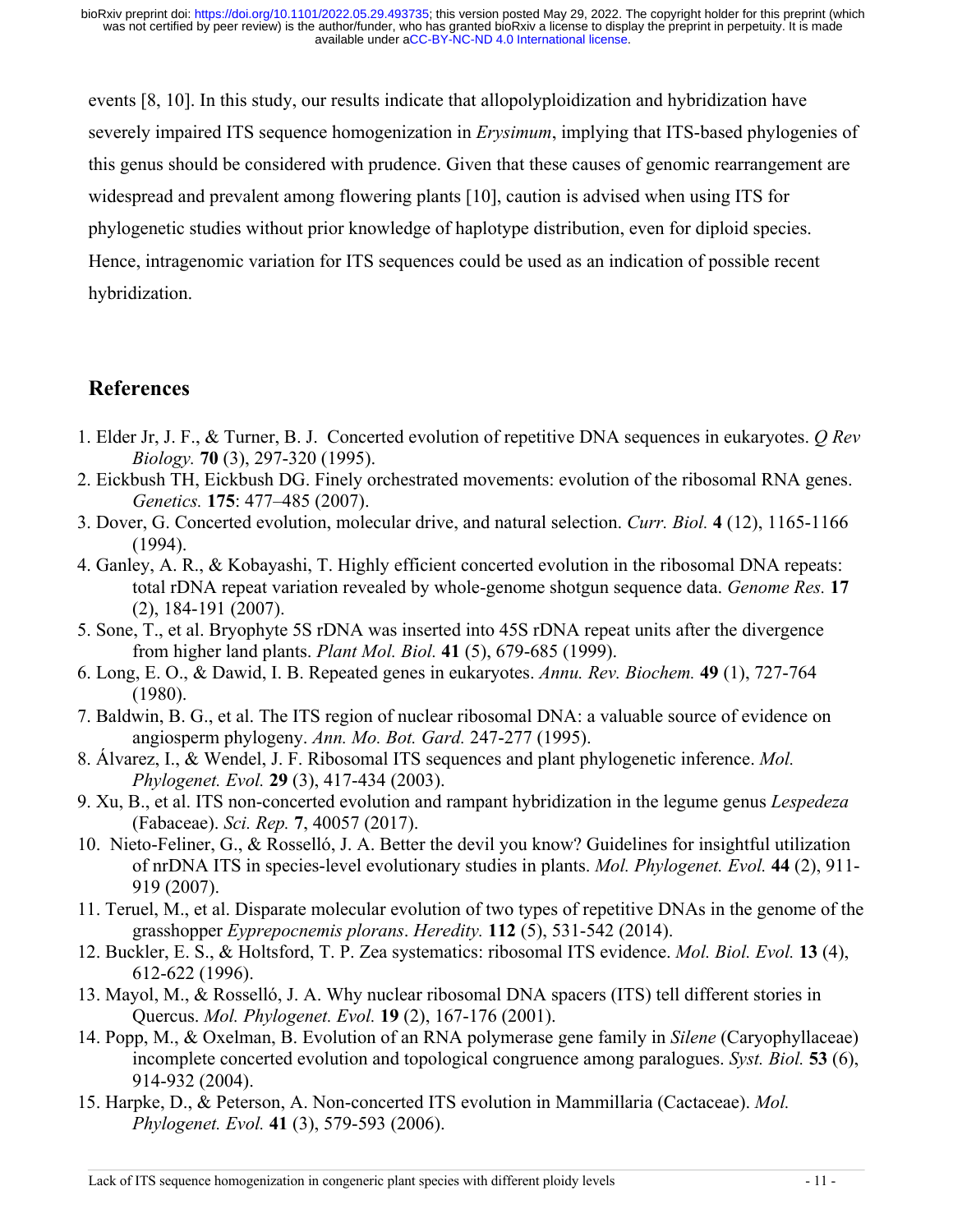events [8, 10]. In this study, our results indicate that allopolyploidization and hybridization have severely impaired ITS sequence homogenization in *Erysimum*, implying that ITS-based phylogenies of this genus should be considered with prudence. Given that these causes of genomic rearrangement are widespread and prevalent among flowering plants [10], caution is advised when using ITS for phylogenetic studies without prior knowledge of haplotype distribution, even for diploid species. Hence, intragenomic variation for ITS sequences could be used as an indication of possible recent hybridization.

## References

1. Elder Jr, J. F., & Turner, B. J. Concerted evolution of repetitive DNA sequences in eukaryotes. *Q Rev Biology.* **70** (3), 297-320 (1995).
2. Eickbush TH, Eickbush DG. Finely orchestrated movements: evolution of the ribosomal RNA genes. *Genetics.* **175**: 477–485 (2007).
3. Dover, G. Concerted evolution, molecular drive, and natural selection. *Curr. Biol.* **4** (12), 1165-1166 (1994).
4. Ganley, A. R., & Kobayashi, T. Highly efficient concerted evolution in the ribosomal DNA repeats: total rDNA repeat variation revealed by whole-genome shotgun sequence data. *Genome Res.* **17** (2), 184-191 (2007).
5. Sone, T., et al. Bryophyte 5S rDNA was inserted into 45S rDNA repeat units after the divergence from higher land plants. *Plant Mol. Biol.* **41** (5), 679-685 (1999).
6. Long, E. O., & Dawid, I. B. Repeated genes in eukaryotes. *Annu. Rev. Biochem.* **49** (1), 727-764 (1980).
7. Baldwin, B. G., et al. The ITS region of nuclear ribosomal DNA: a valuable source of evidence on angiosperm phylogeny. *Ann. Mo. Bot. Gard.* 247-277 (1995).
8. Álvarez, I., & Wendel, J. F. Ribosomal ITS sequences and plant phylogenetic inference. *Mol. Phylogenet. Evol.* **29** (3), 417-434 (2003).
9. Xu, B., et al. ITS non-concerted evolution and rampant hybridization in the legume genus *Lespedeza* (Fabaceae). *Sci. Rep.* **7**, 40057 (2017).
10. Nieto-Feliner, G., & Rosselló, J. A. Better the devil you know? Guidelines for insightful utilization of nrDNA ITS in species-level evolutionary studies in plants. *Mol. Phylogenet. Evol.* **44** (2), 911-919 (2007).
11. Teruel, M., et al. Disparate molecular evolution of two types of repetitive DNAs in the genome of the grasshopper *Eyprepocnemis plorans*. *Heredity.* **112** (5), 531-542 (2014).
12. Buckler, E. S., & Holtsford, T. P. Zea systematics: ribosomal ITS evidence. *Mol. Biol. Evol.* **13** (4), 612-622 (1996).
13. Mayol, M., & Rosselló, J. A. Why nuclear ribosomal DNA spacers (ITS) tell different stories in Quercus. *Mol. Phylogenet. Evol.* **19** (2), 167-176 (2001).
14. Popp, M., & Oxelman, B. Evolution of an RNA polymerase gene family in *Silene* (Caryophyllaceae) incomplete concerted evolution and topological congruence among paralogues. *Syst. Biol.* **53** (6), 914-932 (2004).
15. Harpke, D., & Peterson, A. Non-concerted ITS evolution in Mammillaria (Cactaceae). *Mol. Phylogenet. Evol.* **41** (3), 579-593 (2006).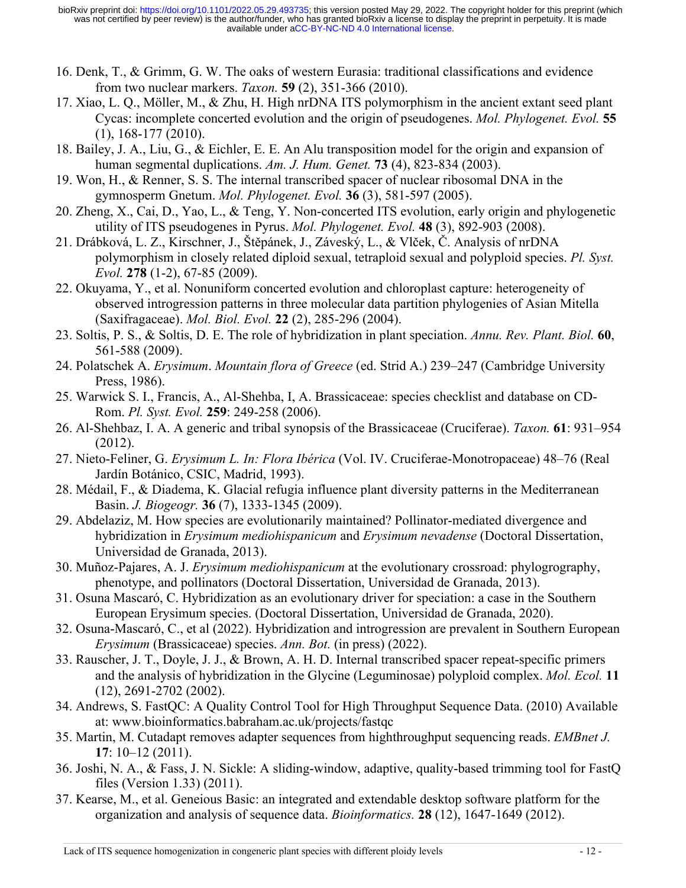16. Denk, T., & Grimm, G. W. The oaks of western Eurasia: traditional classifications and evidence from two nuclear markers. *Taxon.* **59** (2), 351-366 (2010).
17. Xiao, L. Q., Möller, M., & Zhu, H. High nrDNA ITS polymorphism in the ancient extant seed plant Cycas: incomplete concerted evolution and the origin of pseudogenes. *Mol. Phylogenet. Evol.* **55** (1), 168-177 (2010).
18. Bailey, J. A., Liu, G., & Eichler, E. E. An Alu transposition model for the origin and expansion of human segmental duplications. *Am. J. Hum. Genet.* **73** (4), 823-834 (2003).
19. Won, H., & Renner, S. S. The internal transcribed spacer of nuclear ribosomal DNA in the gymnosperm Gnetum. *Mol. Phylogenet. Evol.* **36** (3), 581-597 (2005).
20. Zheng, X., Cai, D., Yao, L., & Teng, Y. Non-concerted ITS evolution, early origin and phylogenetic utility of ITS pseudogenes in Pyrus. *Mol. Phylogenet. Evol.* **48** (3), 892-903 (2008).
21. Drábková, L. Z., Kirschner, J., Štěpánek, J., Záveský, L., & Vlček, Č. Analysis of nrDNA polymorphism in closely related diploid sexual, tetraploid sexual and polyploid species. *Pl. Syst. Evol.* **278** (1-2), 67-85 (2009).
22. Okuyama, Y., et al. Nonuniform concerted evolution and chloroplast capture: heterogeneity of observed introgression patterns in three molecular data partition phylogenies of Asian Mitella (Saxifragaceae). *Mol. Biol. Evol.* **22** (2), 285-296 (2004).
23. Soltis, P. S., & Soltis, D. E. The role of hybridization in plant speciation. *Annu. Rev. Plant. Biol.* **60**, 561-588 (2009).
24. Polatschek A. *Erysimum*. *Mountain flora of Greece* (ed. Strid A.) 239–247 (Cambridge University Press, 1986).
25. Warwick S. I., Francis, A., Al-Shehba, I, A. Brassicaceae: species checklist and database on CD-Rom. *Pl. Syst. Evol.* **259**: 249-258 (2006).
26. Al-Shehbaz, I. A. A generic and tribal synopsis of the Brassicaceae (Cruciferae). *Taxon.* **61**: 931–954 (2012).
27. Nieto-Feliner, G. *Erysimum L. In: Flora Ibérica* (Vol. IV. Cruciferae-Monotropaceae) 48–76 (Real Jardín Botánico, CSIC, Madrid, 1993).
28. Médail, F., & Diadema, K. Glacial refugia influence plant diversity patterns in the Mediterranean Basin. *J. Biogeogr.* **36** (7), 1333-1345 (2009).
29. Abdelaziz, M. How species are evolutionarily maintained? Pollinator-mediated divergence and hybridization in *Erysimum mediohispanicum* and *Erysimum nevadense* (Doctoral Dissertation, Universidad de Granada, 2013).
30. Muñoz-Pajares, A. J. *Erysimum mediohispanicum* at the evolutionary crossroad: phylogrography, phenotype, and pollinators (Doctoral Dissertation, Universidad de Granada, 2013).
31. Osuna Mascaró, C. Hybridization as an evolutionary driver for speciation: a case in the Southern European Erysimum species. (Doctoral Dissertation, Universidad de Granada, 2020).
32. Osuna-Mascaró, C., et al (2022). Hybridization and introgression are prevalent in Southern European *Erysimum* (Brassicaceae) species. *Ann. Bot.* (in press) (2022).
33. Rauscher, J. T., Doyle, J. J., & Brown, A. H. D. Internal transcribed spacer repeat-specific primers and the analysis of hybridization in the Glycine (Leguminosae) polyploid complex. *Mol. Ecol.* **11** (12), 2691-2702 (2002).
34. Andrews, S. FastQC: A Quality Control Tool for High Throughput Sequence Data. (2010) Available at: www.bioinformatics.babraham.ac.uk/projects/fastqc
35. Martin, M. Cutadapt removes adapter sequences from highthroughput sequencing reads. *EMBnet J.* **17**: 10–12 (2011).
36. Joshi, N. A., & Fass, J. N. Sickle: A sliding-window, adaptive, quality-based trimming tool for FastQ files (Version 1.33) (2011).
37. Kearse, M., et al. Geneious Basic: an integrated and extendable desktop software platform for the organization and analysis of sequence data. *Bioinformatics.* **28** (12), 1647-1649 (2012).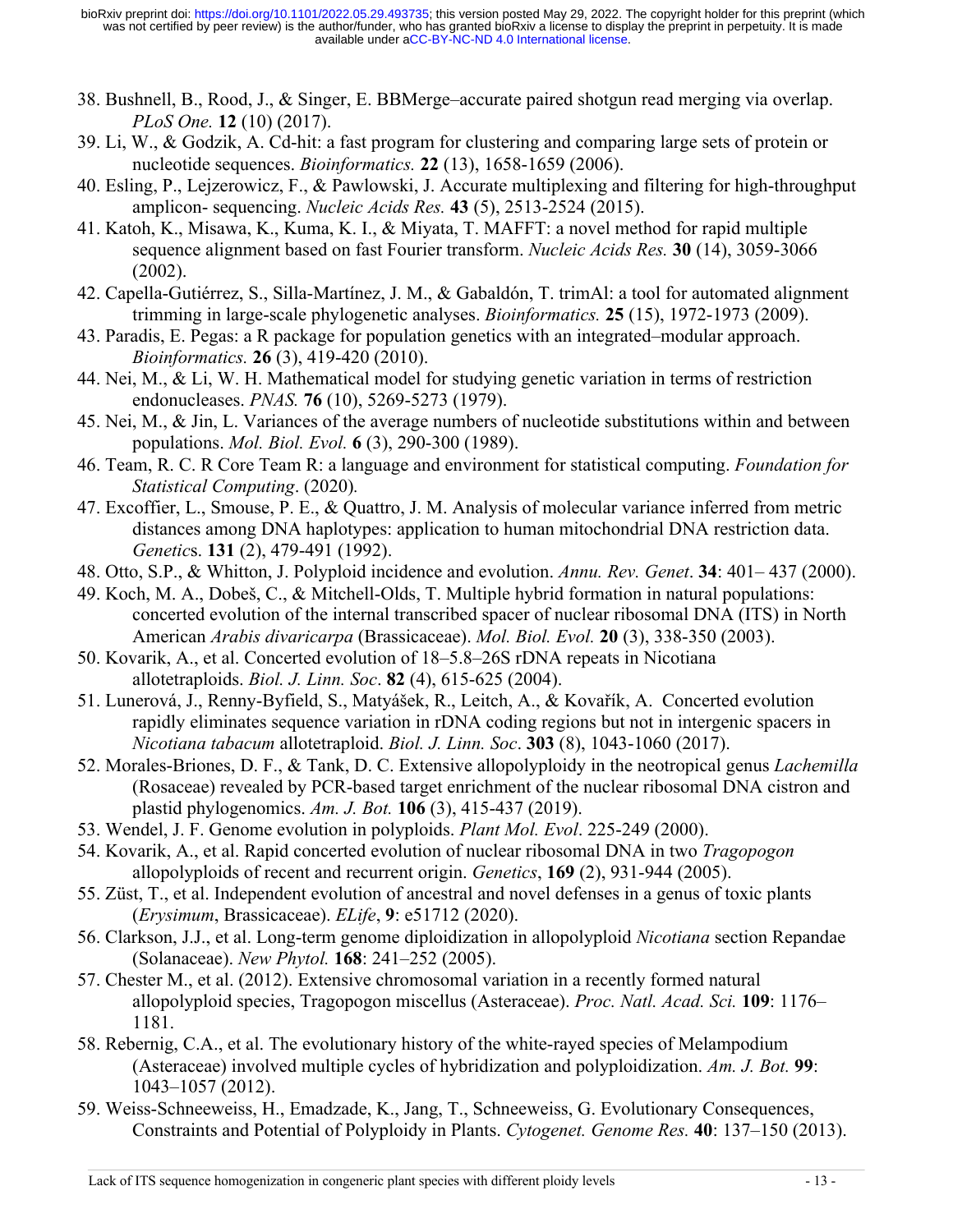38. Bushnell, B., Rood, J., & Singer, E. BBMerge–accurate paired shotgun read merging via overlap. *PLoS One.* **12** (10) (2017).
39. Li, W., & Godzik, A. Cd-hit: a fast program for clustering and comparing large sets of protein or nucleotide sequences. *Bioinformatics.* **22** (13), 1658-1659 (2006).
40. Esling, P., Lejzerowicz, F., & Pawlowski, J. Accurate multiplexing and filtering for high-throughput amplicon- sequencing. *Nucleic Acids Res.* **43** (5), 2513-2524 (2015).
41. Katoh, K., Misawa, K., Kuma, K. I., & Miyata, T. MAFFT: a novel method for rapid multiple sequence alignment based on fast Fourier transform. *Nucleic Acids Res.* **30** (14), 3059-3066 (2002).
42. Capella-Gutiérrez, S., Silla-Martínez, J. M., & Gabaldón, T. trimAl: a tool for automated alignment trimming in large-scale phylogenetic analyses. *Bioinformatics.* **25** (15), 1972-1973 (2009).
43. Paradis, E. Pegas: a R package for population genetics with an integrated–modular approach. *Bioinformatics.* **26** (3), 419-420 (2010).
44. Nei, M., & Li, W. H. Mathematical model for studying genetic variation in terms of restriction endonucleases. *PNAS.* **76** (10), 5269-5273 (1979).
45. Nei, M., & Jin, L. Variances of the average numbers of nucleotide substitutions within and between populations. *Mol. Biol. Evol.* **6** (3), 290-300 (1989).
46. Team, R. C. R Core Team R: a language and environment for statistical computing. *Foundation for Statistical Computing*. (2020).
47. Excoffier, L., Smouse, P. E., & Quattro, J. M. Analysis of molecular variance inferred from metric distances among DNA haplotypes: application to human mitochondrial DNA restriction data. *Genetics*. **131** (2), 479-491 (1992).
48. Otto, S.P., & Whitton, J. Polyploid incidence and evolution. *Annu. Rev. Genet*. **34**: 401– 437 (2000).
49. Koch, M. A., Dobeš, C., & Mitchell-Olds, T. Multiple hybrid formation in natural populations: concerted evolution of the internal transcribed spacer of nuclear ribosomal DNA (ITS) in North American *Arabis divaricarpa* (Brassicaceae). *Mol. Biol. Evol.* **20** (3), 338-350 (2003).
50. Kovarik, A., et al. Concerted evolution of 18–5.8–26S rDNA repeats in Nicotiana allotetraploids. *Biol. J. Linn. Soc*. **82** (4), 615-625 (2004).
51. Lunerová, J., Renny-Byfield, S., Matyášek, R., Leitch, A., & Kovařík, A. Concerted evolution rapidly eliminates sequence variation in rDNA coding regions but not in intergenic spacers in *Nicotiana tabacum* allotetraploid. *Biol. J. Linn. Soc*. **303** (8), 1043-1060 (2017).
52. Morales-Briones, D. F., & Tank, D. C. Extensive allopolyploidy in the neotropical genus *Lachemilla* (Rosaceae) revealed by PCR-based target enrichment of the nuclear ribosomal DNA cistron and plastid phylogenomics. *Am. J. Bot.* **106** (3), 415-437 (2019).
53. Wendel, J. F. Genome evolution in polyploids. *Plant Mol. Evol*. 225-249 (2000).
54. Kovarik, A., et al. Rapid concerted evolution of nuclear ribosomal DNA in two *Tragopogon* allopolyploids of recent and recurrent origin. *Genetics*, **169** (2), 931-944 (2005).
55. Züst, T., et al. Independent evolution of ancestral and novel defenses in a genus of toxic plants (*Erysimum*, Brassicaceae). *ELife*, **9**: e51712 (2020).
56. Clarkson, J.J., et al. Long-term genome diploidization in allopolyploid *Nicotiana* section Repandae (Solanaceae). *New Phytol.* **168**: 241–252 (2005).
57. Chester M., et al. (2012). Extensive chromosomal variation in a recently formed natural allopolyploid species, Tragopogon miscellus (Asteraceae). *Proc. Natl. Acad. Sci.* **109**: 1176–1181.
58. Rebernig, C.A., et al. The evolutionary history of the white-rayed species of Melampodium (Asteraceae) involved multiple cycles of hybridization and polyploidization. *Am. J. Bot.* **99**: 1043–1057 (2012).
59. Weiss-Schneeweiss, H., Emadzade, K., Jang, T., Schneeweiss, G. Evolutionary Consequences, Constraints and Potential of Polyploidy in Plants. *Cytogenet. Genome Res.* **40**: 137–150 (2013).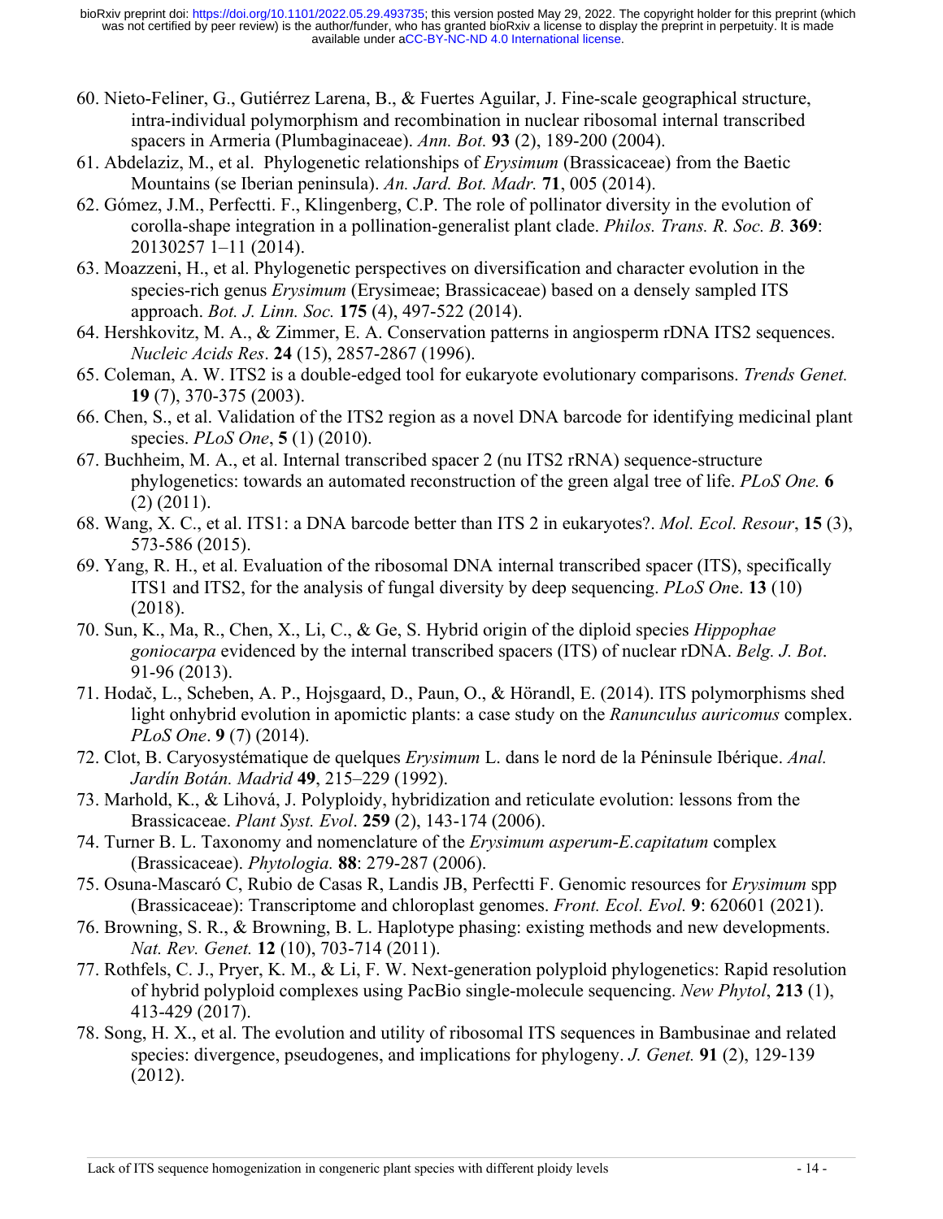60. Nieto-Feliner, G., Gutiérrez Larena, B., & Fuertes Aguilar, J. Fine-scale geographical structure, intra-individual polymorphism and recombination in nuclear ribosomal internal transcribed spacers in Armeria (Plumbaginaceae). *Ann. Bot.* **93** (2), 189-200 (2004).
61. Abdelaziz, M., et al. Phylogenetic relationships of *Erysimum* (Brassicaceae) from the Baetic Mountains (se Iberian peninsula). *An. Jard. Bot. Madr.* **71**, 005 (2014).
62. Gómez, J.M., Perfectti. F., Klingenberg, C.P. The role of pollinator diversity in the evolution of corolla-shape integration in a pollination-generalist plant clade. *Philos. Trans. R. Soc. B.* **369**: 20130257 1–11 (2014).
63. Moazzeni, H., et al. Phylogenetic perspectives on diversification and character evolution in the species-rich genus *Erysimum* (Erysimeae; Brassicaceae) based on a densely sampled ITS approach. *Bot. J. Linn. Soc.* **175** (4), 497-522 (2014).
64. Hershkovitz, M. A., & Zimmer, E. A. Conservation patterns in angiosperm rDNA ITS2 sequences. *Nucleic Acids Res*. **24** (15), 2857-2867 (1996).
65. Coleman, A. W. ITS2 is a double-edged tool for eukaryote evolutionary comparisons. *Trends Genet.* **19** (7), 370-375 (2003).
66. Chen, S., et al. Validation of the ITS2 region as a novel DNA barcode for identifying medicinal plant species. *PLoS One*, **5** (1) (2010).
67. Buchheim, M. A., et al. Internal transcribed spacer 2 (nu ITS2 rRNA) sequence-structure phylogenetics: towards an automated reconstruction of the green algal tree of life. *PLoS One.* **6** (2) (2011).
68. Wang, X. C., et al. ITS1: a DNA barcode better than ITS 2 in eukaryotes?. *Mol. Ecol. Resour*, **15** (3), 573-586 (2015).
69. Yang, R. H., et al. Evaluation of the ribosomal DNA internal transcribed spacer (ITS), specifically ITS1 and ITS2, for the analysis of fungal diversity by deep sequencing. *PLoS One*. **13** (10) (2018).
70. Sun, K., Ma, R., Chen, X., Li, C., & Ge, S. Hybrid origin of the diploid species *Hippophae goniocarpa* evidenced by the internal transcribed spacers (ITS) of nuclear rDNA. *Belg. J. Bot*. 91-96 (2013).
71. Hodač, L., Scheben, A. P., Hojsgaard, D., Paun, O., & Hörandl, E. (2014). ITS polymorphisms shed light onhybrid evolution in apomictic plants: a case study on the *Ranunculus auricomus* complex. *PLoS One*. **9** (7) (2014).
72. Clot, B. Caryosystématique de quelques *Erysimum* L. dans le nord de la Péninsule Ibérique. *Anal. Jardín Botán. Madrid* **49**, 215–229 (1992).
73. Marhold, K., & Lihová, J. Polyploidy, hybridization and reticulate evolution: lessons from the Brassicaceae. *Plant Syst. Evol*. **259** (2), 143-174 (2006).
74. Turner B. L. Taxonomy and nomenclature of the *Erysimum asperum-E.capitatum* complex (Brassicaceae). *Phytologia.* **88**: 279-287 (2006).
75. Osuna-Mascaró C, Rubio de Casas R, Landis JB, Perfectti F. Genomic resources for *Erysimum* spp (Brassicaceae): Transcriptome and chloroplast genomes. *Front. Ecol. Evol.* **9**: 620601 (2021).
76. Browning, S. R., & Browning, B. L. Haplotype phasing: existing methods and new developments. *Nat. Rev. Genet.* **12** (10), 703-714 (2011).
77. Rothfels, C. J., Pryer, K. M., & Li, F. W. Next-generation polyploid phylogenetics: Rapid resolution of hybrid polyploid complexes using PacBio single-molecule sequencing. *New Phytol*, **213** (1), 413-429 (2017).
78. Song, H. X., et al. The evolution and utility of ribosomal ITS sequences in Bambusinae and related species: divergence, pseudogenes, and implications for phylogeny. *J. Genet.* **91** (2), 129-139 (2012).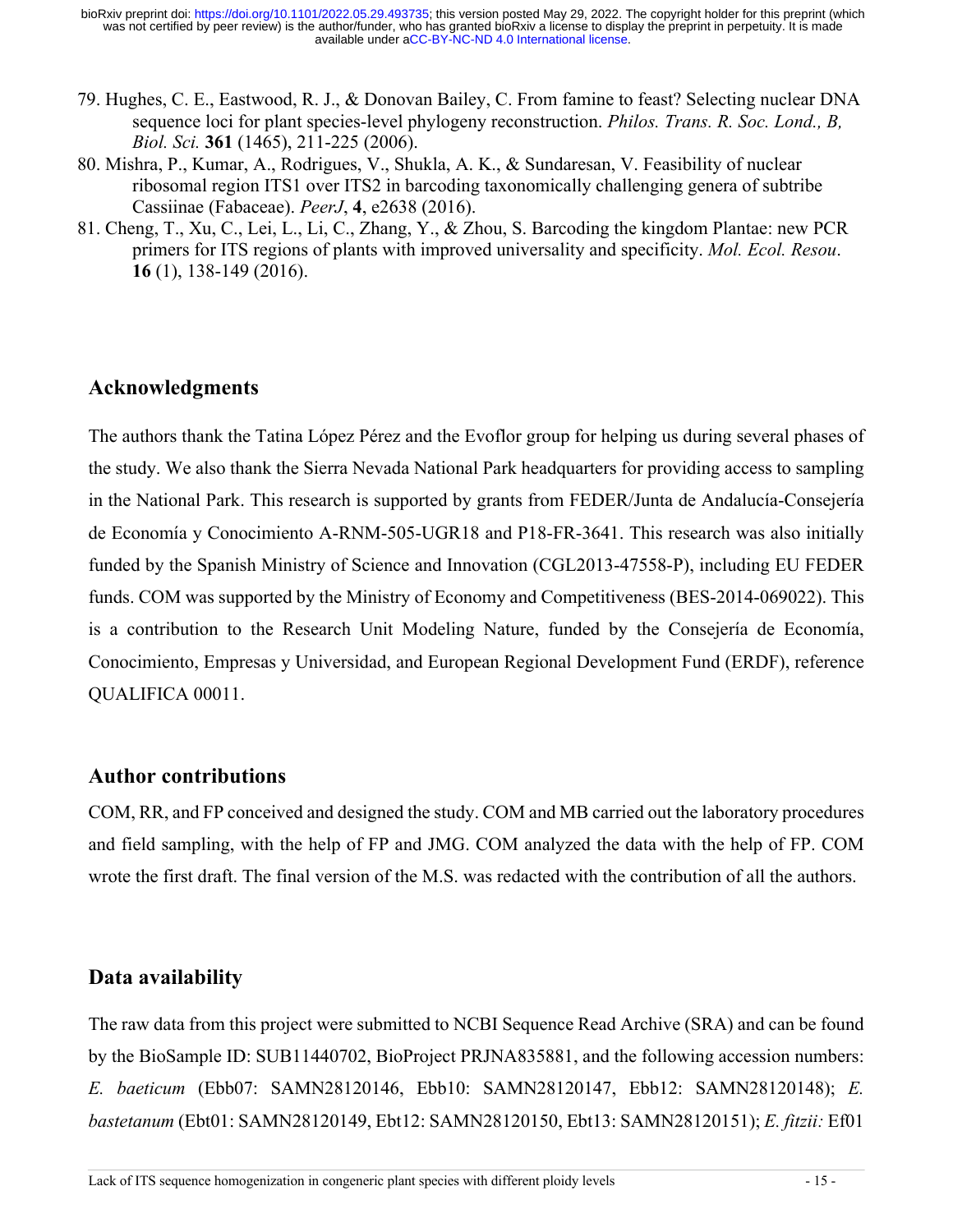79. Hughes, C. E., Eastwood, R. J., & Donovan Bailey, C. From famine to feast? Selecting nuclear DNA sequence loci for plant species-level phylogeny reconstruction. *Philos. Trans. R. Soc. Lond., B, Biol. Sci.* **361** (1465), 211-225 (2006).
80. Mishra, P., Kumar, A., Rodrigues, V., Shukla, A. K., & Sundaresan, V. Feasibility of nuclear ribosomal region ITS1 over ITS2 in barcoding taxonomically challenging genera of subtribe Cassiinae (Fabaceae). *PeerJ*, **4**, e2638 (2016).
81. Cheng, T., Xu, C., Lei, L., Li, C., Zhang, Y., & Zhou, S. Barcoding the kingdom Plantae: new PCR primers for ITS regions of plants with improved universality and specificity. *Mol. Ecol. Resou*. **16** (1), 138-149 (2016).

## Acknowledgments

The authors thank the Tatina López Pérez and the Evoflor group for helping us during several phases of the study. We also thank the Sierra Nevada National Park headquarters for providing access to sampling in the National Park. This research is supported by grants from FEDER/Junta de Andalucía-Consejería de Economía y Conocimiento A-RNM-505-UGR18 and P18-FR-3641. This research was also initially funded by the Spanish Ministry of Science and Innovation (CGL2013-47558-P), including EU FEDER funds. COM was supported by the Ministry of Economy and Competitiveness (BES-2014-069022). This is a contribution to the Research Unit Modeling Nature, funded by the Consejería de Economía, Conocimiento, Empresas y Universidad, and European Regional Development Fund (ERDF), reference QUALIFICA 00011.

## Author contributions

COM, RR, and FP conceived and designed the study. COM and MB carried out the laboratory procedures and field sampling, with the help of FP and JMG. COM analyzed the data with the help of FP. COM wrote the first draft. The final version of the M.S. was redacted with the contribution of all the authors.

## Data availability

The raw data from this project were submitted to NCBI Sequence Read Archive (SRA) and can be found by the BioSample ID: SUB11440702, BioProject PRJNA835881, and the following accession numbers: *E. baeticum* (Ebb07: SAMN28120146, Ebb10: SAMN28120147, Ebb12: SAMN28120148); *E. bastetanum* (Ebt01: SAMN28120149, Ebt12: SAMN28120150, Ebt13: SAMN28120151); *E. fitzii:* Ef01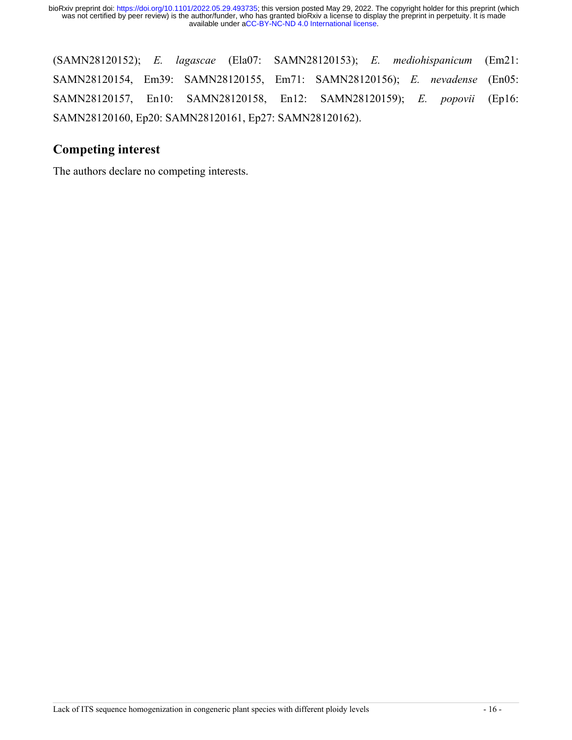(SAMN28120152); *E. lagascae* (Ela07: SAMN28120153); *E. mediohispanicum* (Em21: SAMN28120154, Em39: SAMN28120155, Em71: SAMN28120156); *E. nevadense* (En05: SAMN28120157, En10: SAMN28120158, En12: SAMN28120159); *E. popovii* (Ep16: SAMN28120160, Ep20: SAMN28120161, Ep27: SAMN28120162).

## Competing interest

The authors declare no competing interests.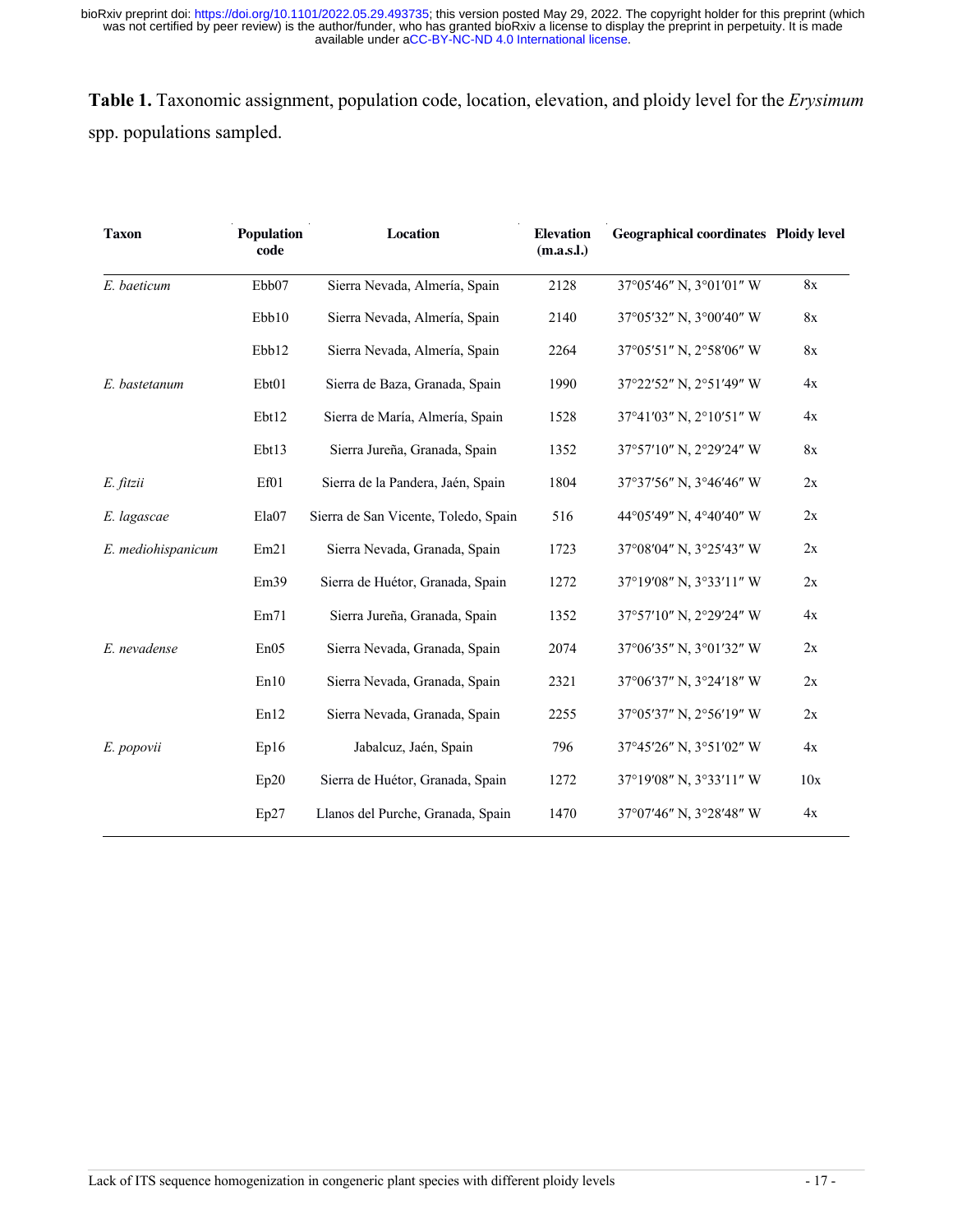**Table 1.** Taxonomic assignment, population code, location, elevation, and ploidy level for the *Erysimum* spp. populations sampled.

| Taxon | Population code | Location | Elevation (m.a.s.l.) | Geographical coordinates | Ploidy level |
|---|---|---|---|---|---|
| *E. baeticum* | Ebb07 | Sierra Nevada, Almería, Spain | 2128 | 37°05′46″ N, 3°01′01″ W | 8x |
| | Ebb10 | Sierra Nevada, Almería, Spain | 2140 | 37°05′32″ N, 3°00′40″ W | 8x |
| | Ebb12 | Sierra Nevada, Almería, Spain | 2264 | 37°05′51″ N, 2°58′06″ W | 8x |
| *E. bastetanum* | Ebt01 | Sierra de Baza, Granada, Spain | 1990 | 37°22′52″ N, 2°51′49″ W | 4x |
| | Ebt12 | Sierra de María, Almería, Spain | 1528 | 37°41′03″ N, 2°10′51″ W | 4x |
| | Ebt13 | Sierra Jureña, Granada, Spain | 1352 | 37°57′10″ N, 2°29′24″ W | 8x |
| *E. fitzii* | Ef01 | Sierra de la Pandera, Jaén, Spain | 1804 | 37°37′56″ N, 3°46′46″ W | 2x |
| *E. lagascae* | Ela07 | Sierra de San Vicente, Toledo, Spain | 516 | 44°05′49″ N, 4°40′40″ W | 2x |
| *E. mediohispanicum* | Em21 | Sierra Nevada, Granada, Spain | 1723 | 37°08′04″ N, 3°25′43″ W | 2x |
| | Em39 | Sierra de Huétor, Granada, Spain | 1272 | 37°19′08″ N, 3°33′11″ W | 2x |
| | Em71 | Sierra Jureña, Granada, Spain | 1352 | 37°57′10″ N, 2°29′24″ W | 4x |
| *E. nevadense* | En05 | Sierra Nevada, Granada, Spain | 2074 | 37°06′35″ N, 3°01′32″ W | 2x |
| | En10 | Sierra Nevada, Granada, Spain | 2321 | 37°06′37″ N, 3°24′18″ W | 2x |
| | En12 | Sierra Nevada, Granada, Spain | 2255 | 37°05′37″ N, 2°56′19″ W | 2x |
| *E. popovii* | Ep16 | Jabalcuz, Jaén, Spain | 796 | 37°45′26″ N, 3°51′02″ W | 4x |
| | Ep20 | Sierra de Huétor, Granada, Spain | 1272 | 37°19′08″ N, 3°33′11″ W | 10x |
| | Ep27 | Llanos del Purche, Granada, Spain | 1470 | 37°07′46″ N, 3°28′48″ W | 4x |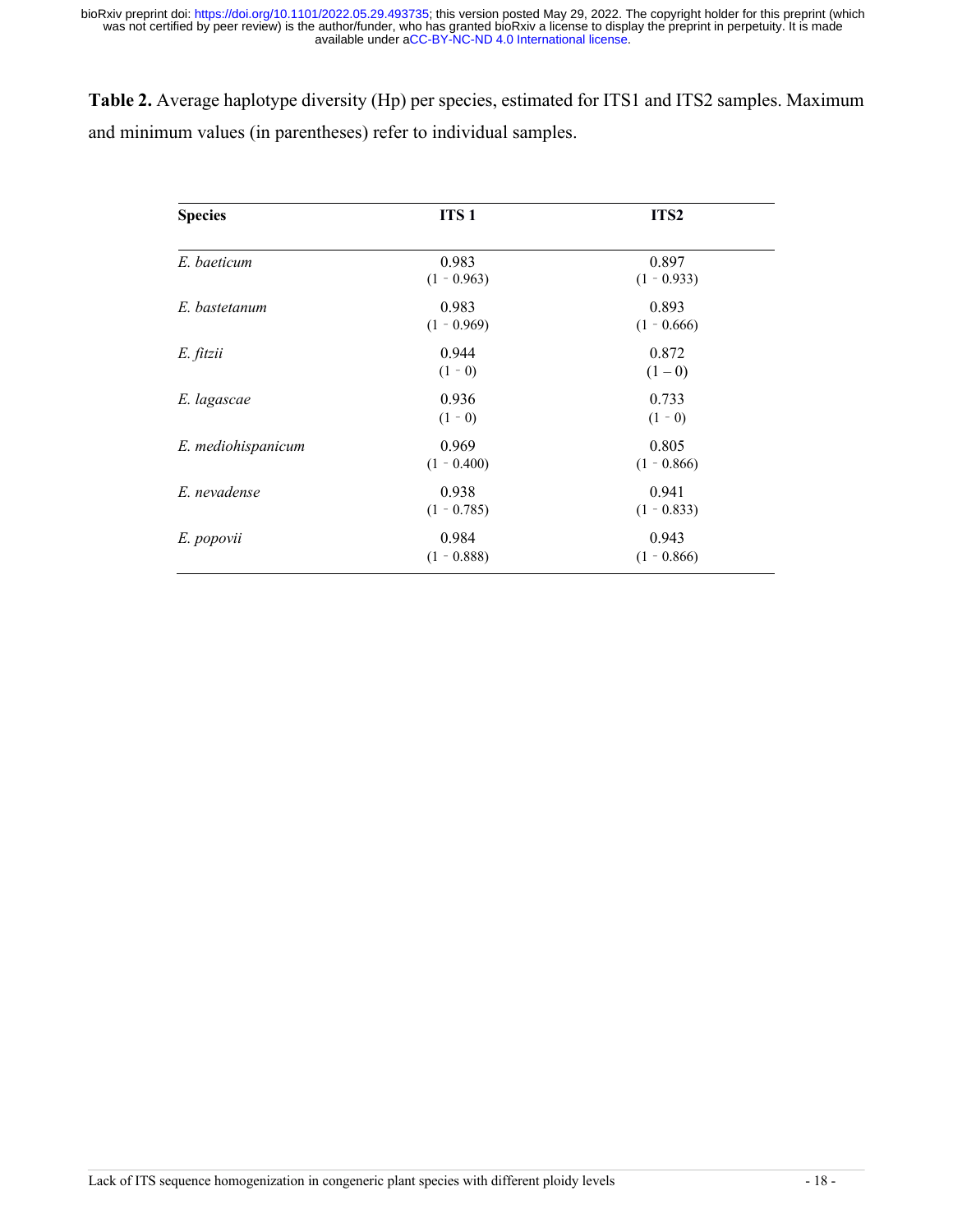**Table 2.** Average haplotype diversity (Hp) per species, estimated for ITS1 and ITS2 samples. Maximum and minimum values (in parentheses) refer to individual samples.

| Species | ITS 1 | ITS2 |
|---|---|---|
| *E. baeticum* | 0.983 (1 - 0.963) | 0.897 (1 - 0.933) |
| *E. bastetanum* | 0.983 (1 - 0.969) | 0.893 (1 - 0.666) |
| *E. fitzii* | 0.944 (1 - 0) | 0.872 (1 – 0) |
| *E. lagascae* | 0.936 (1 - 0) | 0.733 (1 - 0) |
| *E. mediohispanicum* | 0.969 (1 - 0.400) | 0.805 (1 - 0.866) |
| *E. nevadense* | 0.938 (1 - 0.785) | 0.941 (1 - 0.833) |
| *E. popovii* | 0.984 (1 - 0.888) | 0.943 (1 - 0.866) |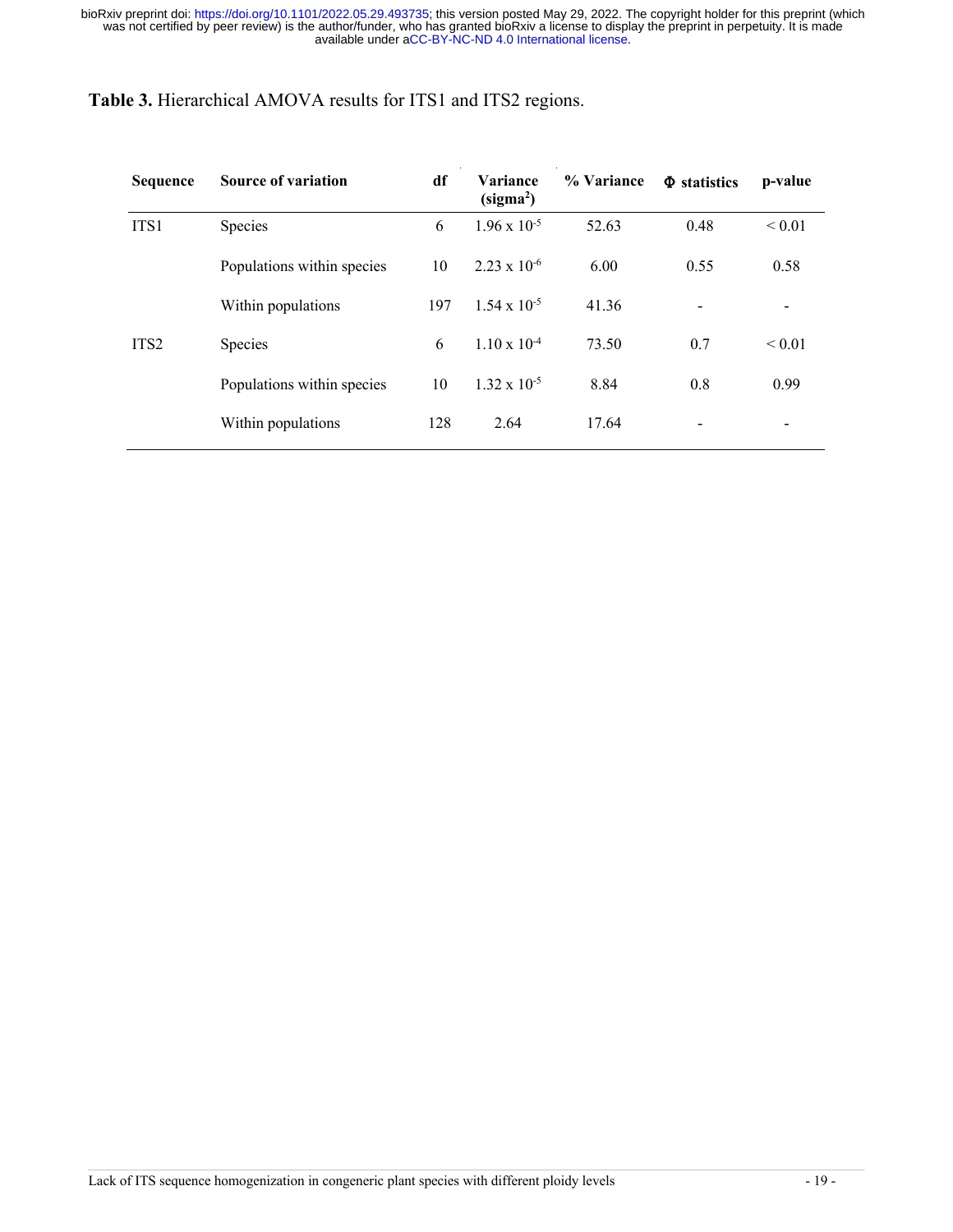**Table 3.** Hierarchical AMOVA results for ITS1 and ITS2 regions.

| Sequence | Source of variation | df | Variance (sigma$^2$) | % Variance | Φ statistics | p-value |
|---|---|---|---|---|---|---|
| ITS1 | Species | 6 | $1.96 \times 10^{-5}$ | 52.63 | 0.48 | < 0.01 |
| | Populations within species | 10 | $2.23 \times 10^{-6}$ | 6.00 | 0.55 | 0.58 |
| | Within populations | 197 | $1.54 \times 10^{-5}$ | 41.36 | - | - |
| ITS2 | Species | 6 | $1.10 \times 10^{-4}$ | 73.50 | 0.7 | < 0.01 |
| | Populations within species | 10 | $1.32 \times 10^{-5}$ | 8.84 | 0.8 | 0.99 |
| | Within populations | 128 | 2.64 | 17.64 | - | - |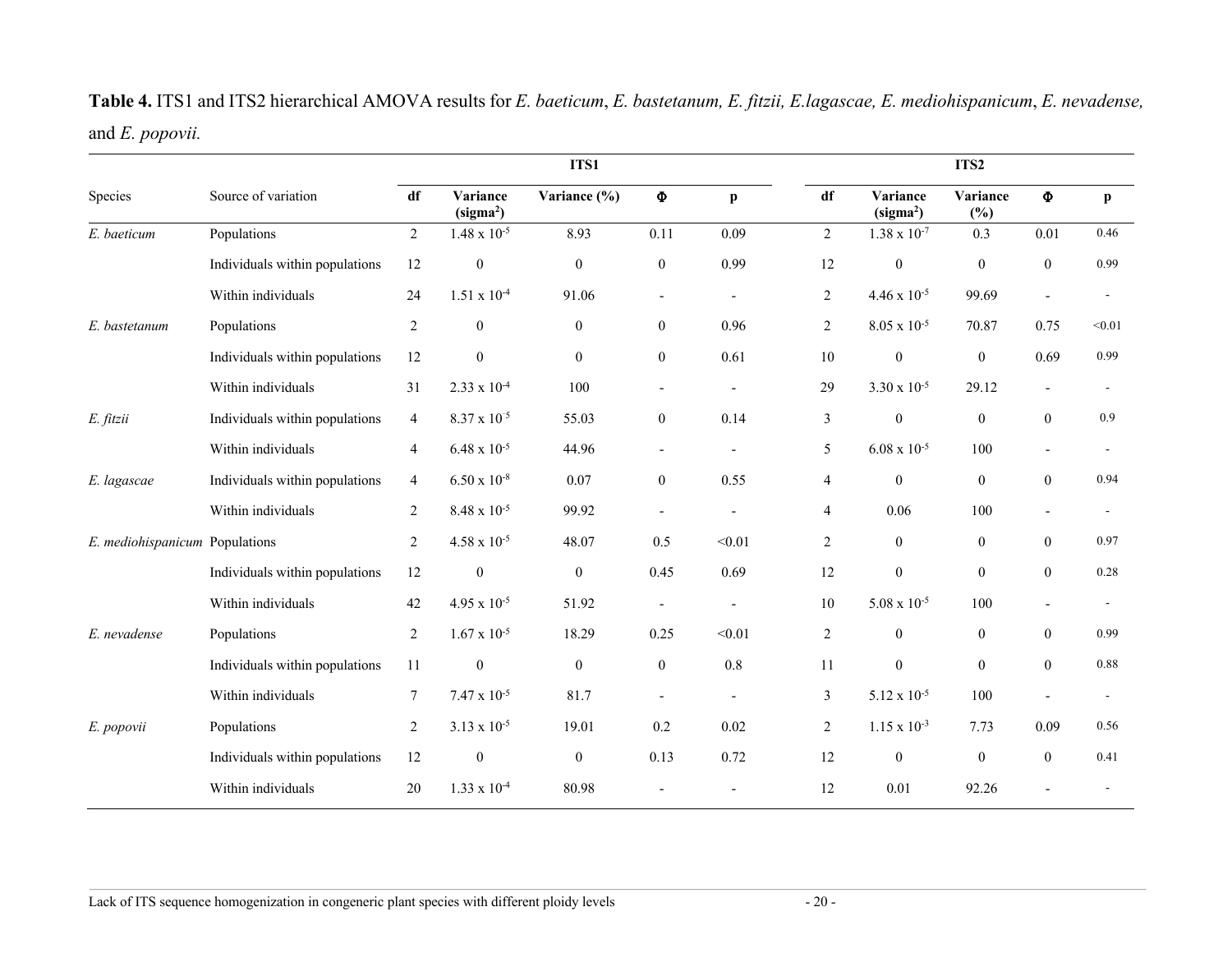**Table 4.** ITS1 and ITS2 hierarchical AMOVA results for *E. baeticum*, *E. bastetanum, E. fitzii, E.lagascae, E. mediohispanicum*, *E. nevadense,* and *E. popovii.*

| | | ITS1 | | | | | ITS2 | | | | |
|---|---|---|---|---|---|---|---|---|---|---|---|
| Species | Source of variation | df | Variance (sigma$^2$) | Variance (%) | Φ | p | df | Variance (sigma$^2$) | Variance (%) | Φ | p |
| *E. baeticum* | Populations | 2 | $1.48 \times 10^{-5}$ | 8.93 | 0.11 | 0.09 | 2 | $1.38 \times 10^{-7}$ | 0.3 | 0.01 | 0.46 |
| | Individuals within populations | 12 | 0 | 0 | 0 | 0.99 | 12 | 0 | 0 | 0 | 0.99 |
| | Within individuals | 24 | $1.51 \times 10^{-4}$ | 91.06 | - | - | 2 | $4.46 \times 10^{-5}$ | 99.69 | - | - |
| *E. bastetanum* | Populations | 2 | 0 | 0 | 0 | 0.96 | 2 | $8.05 \times 10^{-5}$ | 70.87 | 0.75 | <0.01 |
| | Individuals within populations | 12 | 0 | 0 | 0 | 0.61 | 10 | 0 | 0 | 0.69 | 0.99 |
| | Within individuals | 31 | $2.33 \times 10^{-4}$ | 100 | - | - | 29 | $3.30 \times 10^{-5}$ | 29.12 | - | - |
| *E. fitzii* | Individuals within populations | 4 | $8.37 \times 10^{-5}$ | 55.03 | 0 | 0.14 | 3 | 0 | 0 | 0 | 0.9 |
| | Within individuals | 4 | $6.48 \times 10^{-5}$ | 44.96 | - | - | 5 | $6.08 \times 10^{-5}$ | 100 | - | - |
| *E. lagascae* | Individuals within populations | 4 | $6.50 \times 10^{-8}$ | 0.07 | 0 | 0.55 | 4 | 0 | 0 | 0 | 0.94 |
| | Within individuals | 2 | $8.48 \times 10^{-5}$ | 99.92 | - | - | 4 | 0.06 | 100 | - | - |
| *E. mediohispanicum* | Populations | 2 | $4.58 \times 10^{-5}$ | 48.07 | 0.5 | <0.01 | 2 | 0 | 0 | 0 | 0.97 |
| | Individuals within populations | 12 | 0 | 0 | 0.45 | 0.69 | 12 | 0 | 0 | 0 | 0.28 |
| | Within individuals | 42 | $4.95 \times 10^{-5}$ | 51.92 | - | - | 10 | $5.08 \times 10^{-5}$ | 100 | - | - |
| *E. nevadense* | Populations | 2 | $1.67 \times 10^{-5}$ | 18.29 | 0.25 | <0.01 | 2 | 0 | 0 | 0 | 0.99 |
| | Individuals within populations | 11 | 0 | 0 | 0 | 0.8 | 11 | 0 | 0 | 0 | 0.88 |
| | Within individuals | 7 | $7.47 \times 10^{-5}$ | 81.7 | - | - | 3 | $5.12 \times 10^{-5}$ | 100 | - | - |
| *E. popovii* | Populations | 2 | $3.13 \times 10^{-5}$ | 19.01 | 0.2 | 0.02 | 2 | $1.15 \times 10^{-3}$ | 7.73 | 0.09 | 0.56 |
| | Individuals within populations | 12 | 0 | 0 | 0.13 | 0.72 | 12 | 0 | 0 | 0 | 0.41 |
| | Within individuals | 20 | $1.33 \times 10^{-4}$ | 80.98 | - | - | 12 | 0.01 | 92.26 | - | - |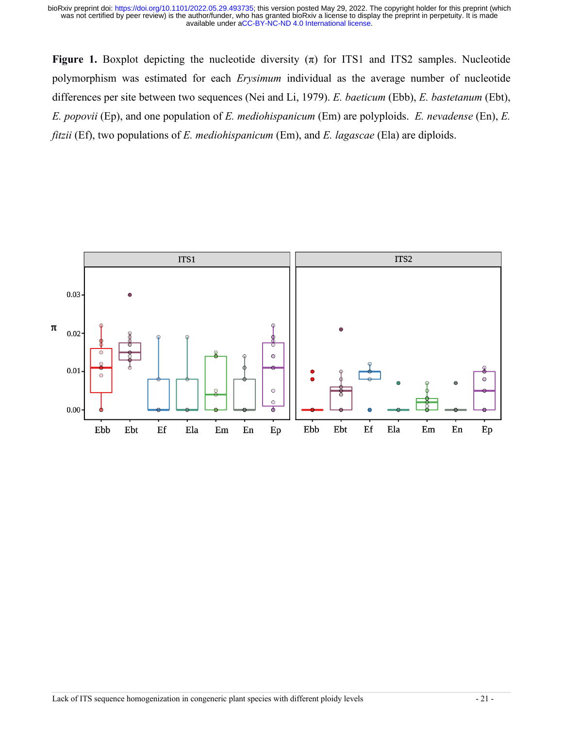**Figure 1.** Boxplot depicting the nucleotide diversity ($\pi$) for ITS1 and ITS2 samples. Nucleotide polymorphism was estimated for each *Erysimum* individual as the average number of nucleotide differences per site between two sequences (Nei and Li, 1979). *E. baeticum* (Ebb), *E. bastetanum* (Ebt), *E. popovii* (Ep), and one population of *E. mediohispanicum* (Em) are polyploids. *E. nevadense* (En), *E. fitzii* (Ef), two populations of *E. mediohispanicum* (Em), and *E. lagascae* (Ela) are diploids.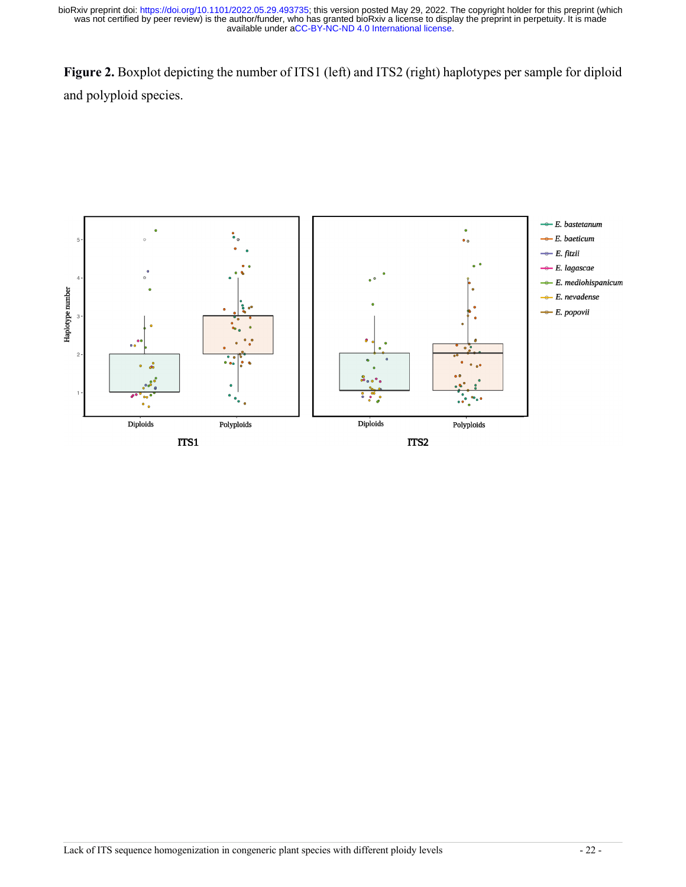**Figure 2.** Boxplot depicting the number of ITS1 (left) and ITS2 (right) haplotypes per sample for diploid and polyploid species.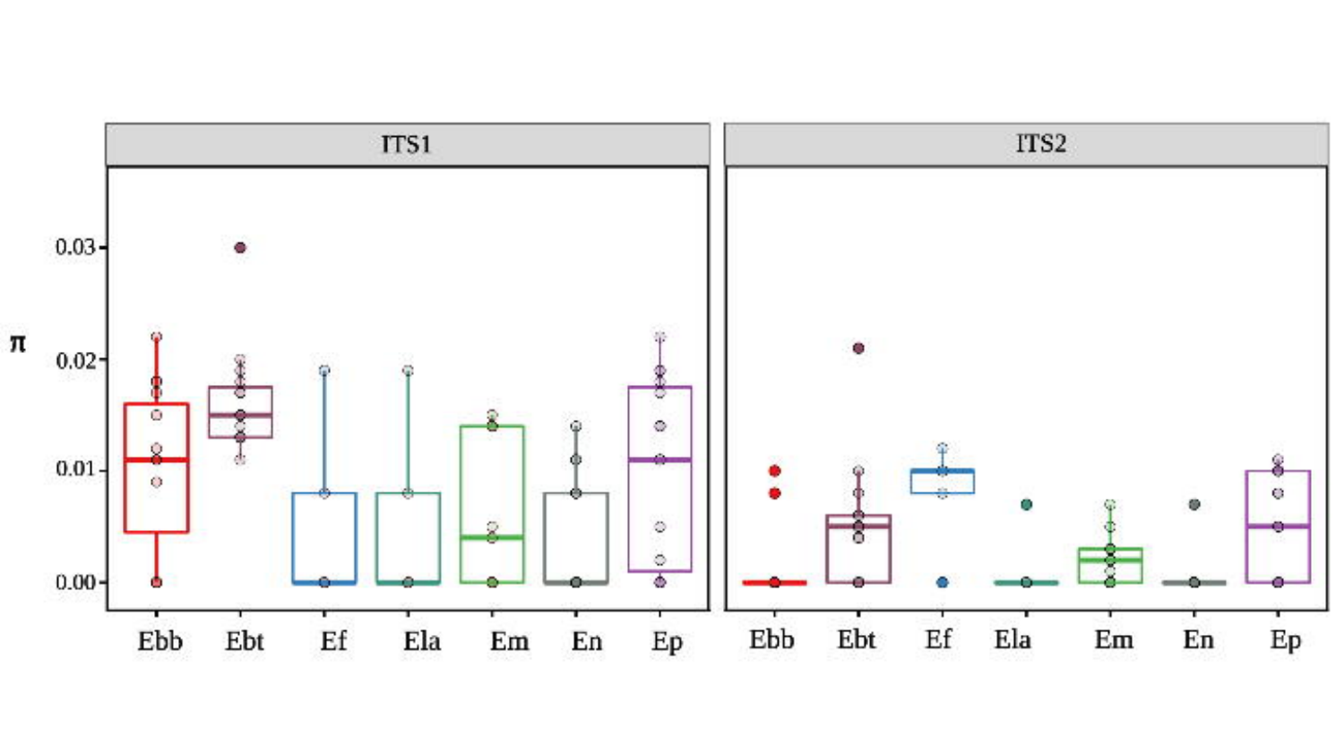ITS1

ITS2

π

0.03

0.02

0.01

0.00

Ebb Ebt Ef Ela Em En Ep

Ebb Ebt Ef Ela Em En Ep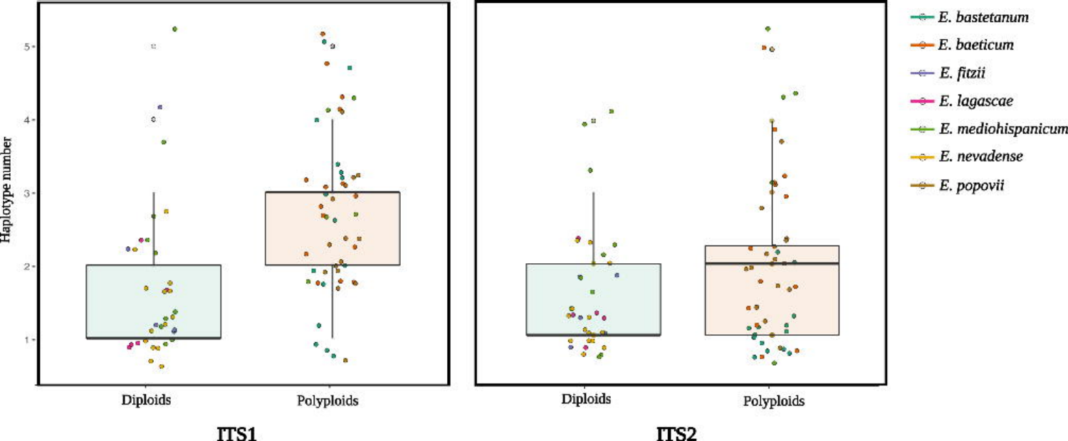Haplotype number

5

4

3

2

1

Diploids

Polyploids

ITS1

Diploids

Polyploids

ITS2

*E. bastetanum*

*E. baeticum*

*E. fitzii*

*E. lagascae*

*E. mediohispanicum*

*E. nevadense*

*E. popovii*